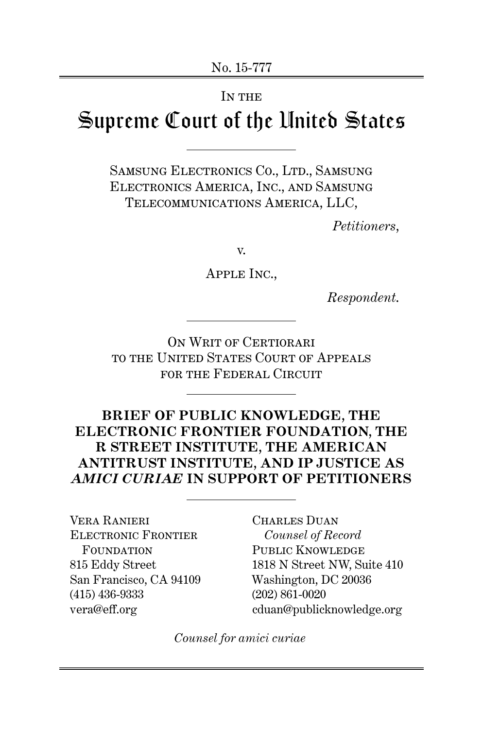No. 15-777

IN THE

# Supreme Court of the United States

SAMSUNG ELECTRONICS CO., LTD., SAMSUNG ELECTRONICS AMERICA, INC., AND SAMSUNG TELECOMMUNICATIONS AMERICA, LLC,

*Petitioners*,

v.

APPLE INC.,

*Respondent*.

ON WRIT OF CERTIORARI TO THE UNITED STATES COURT OF APPEALS FOR THE FEDERAL CIRCUIT

**BRIEF OF PUBLIC KNOWLEDGE, THE ELECTRONIC FRONTIER FOUNDATION, THE R STREET INSTITUTE, THE AMERICAN ANTITRUST INSTITUTE, AND IP JUSTICE AS *AMICI CURIAE* IN SUPPORT OF PETITIONERS**

VERA RANIERI
ELECTRONIC FRONTIER FOUNDATION
815 Eddy Street
San Francisco, CA 94109
(415) 436-9333
vera@eff.org

CHARLES DUAN
*Counsel of Record*
PUBLIC KNOWLEDGE
1818 N Street NW, Suite 410
Washington, DC 20036
(202) 861-0020
cduan@publicknowledge.org

*Counsel for amici curiae*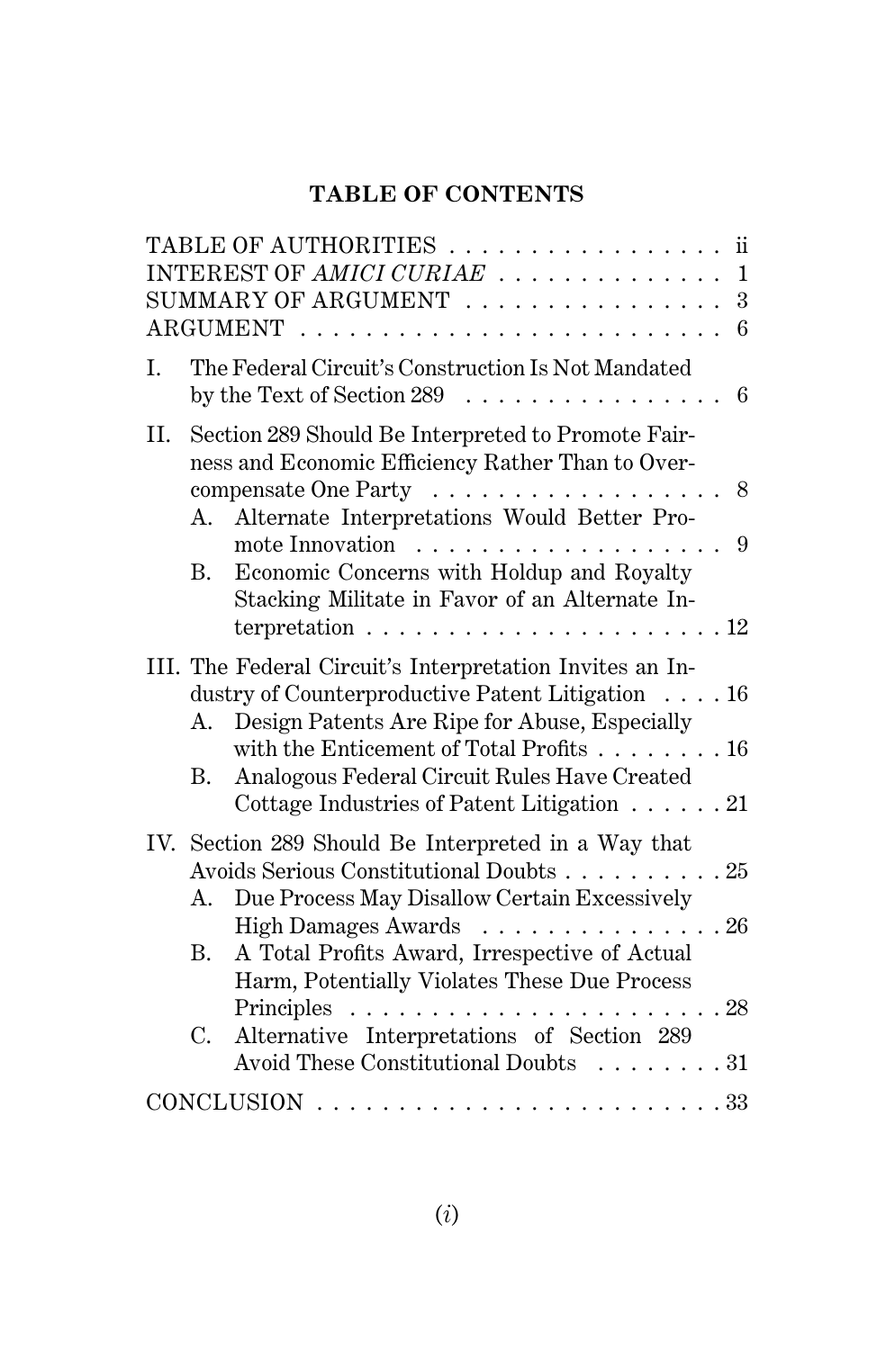**TABLE OF CONTENTS**

TABLE OF AUTHORITIES . . . . . . . . . . . . . . . . . . ii
INTEREST OF *AMICI CURIAE* . . . . . . . . . . . . . . 1
SUMMARY OF ARGUMENT . . . . . . . . . . . . . . . . 3
ARGUMENT . . . . . . . . . . . . . . . . . . . . . . . . . . 6

I. The Federal Circuit's Construction Is Not Mandated by the Text of Section 289 . . . . . . . . . . . . . . . . 6

II. Section 289 Should Be Interpreted to Promote Fairness and Economic Efficiency Rather Than to Overcompensate One Party . . . . . . . . . . . . . . . . . . 8
   A. Alternate Interpretations Would Better Promote Innovation . . . . . . . . . . . . . . . . . . . 9
   B. Economic Concerns with Holdup and Royalty Stacking Militate in Favor of an Alternate Interpretation . . . . . . . . . . . . . . . . . . . . . . 12

III. The Federal Circuit's Interpretation Invites an Industry of Counterproductive Patent Litigation . . . . 16
   A. Design Patents Are Ripe for Abuse, Especially with the Enticement of Total Profits . . . . . . . . 16
   B. Analogous Federal Circuit Rules Have Created Cottage Industries of Patent Litigation . . . . . . 21

IV. Section 289 Should Be Interpreted in a Way that Avoids Serious Constitutional Doubts . . . . . . . . . . 25
   A. Due Process May Disallow Certain Excessively High Damages Awards . . . . . . . . . . . . . . . 26
   B. A Total Profits Award, Irrespective of Actual Harm, Potentially Violates These Due Process Principles . . . . . . . . . . . . . . . . . . . . . . . 28
   C. Alternative Interpretations of Section 289 Avoid These Constitutional Doubts . . . . . . . . 31

CONCLUSION . . . . . . . . . . . . . . . . . . . . . . . . . . 33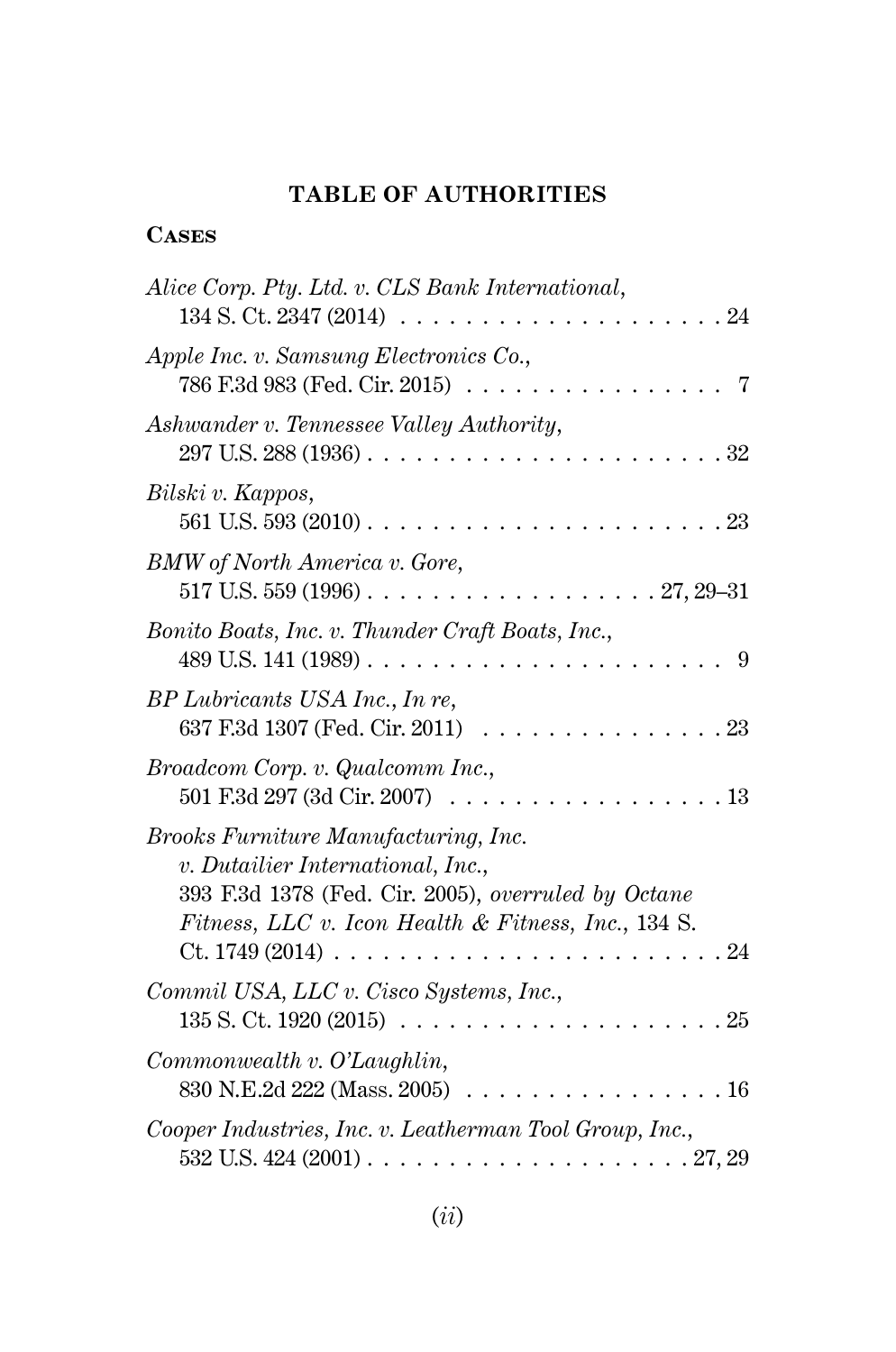## TABLE OF AUTHORITIES

### Cases

*Alice Corp. Pty. Ltd. v. CLS Bank International*, 134 S. Ct. 2347 (2014) . . . . . . . . . . . . . . . . . . . . 24

*Apple Inc. v. Samsung Electronics Co.*, 786 F.3d 983 (Fed. Cir. 2015) . . . . . . . . . . . . . . . . 7

*Ashwander v. Tennessee Valley Authority*, 297 U.S. 288 (1936) . . . . . . . . . . . . . . . . . . . . . . 32

*Bilski v. Kappos*, 561 U.S. 593 (2010) . . . . . . . . . . . . . . . . . . . . . . 23

*BMW of North America v. Gore*, 517 U.S. 559 (1996) . . . . . . . . . . . . . . . . . . 27, 29–31

*Bonito Boats, Inc. v. Thunder Craft Boats, Inc.*, 489 U.S. 141 (1989) . . . . . . . . . . . . . . . . . . . . . . 9

*BP Lubricants USA Inc., In re*, 637 F.3d 1307 (Fed. Cir. 2011) . . . . . . . . . . . . . . . . 23

*Broadcom Corp. v. Qualcomm Inc.*, 501 F.3d 297 (3d Cir. 2007) . . . . . . . . . . . . . . . . . 13

*Brooks Furniture Manufacturing, Inc. v. Dutailier International, Inc.*, 393 F.3d 1378 (Fed. Cir. 2005), *overruled by Octane Fitness, LLC v. Icon Health & Fitness, Inc.*, 134 S. Ct. 1749 (2014) . . . . . . . . . . . . . . . . . . . . . . . . 24

*Commil USA, LLC v. Cisco Systems, Inc.*, 135 S. Ct. 1920 (2015) . . . . . . . . . . . . . . . . . . . . 25

*Commonwealth v. O'Laughlin*, 830 N.E.2d 222 (Mass. 2005) . . . . . . . . . . . . . . . . 16

*Cooper Industries, Inc. v. Leatherman Tool Group, Inc.*, 532 U.S. 424 (2001) . . . . . . . . . . . . . . . . . . . . 27, 29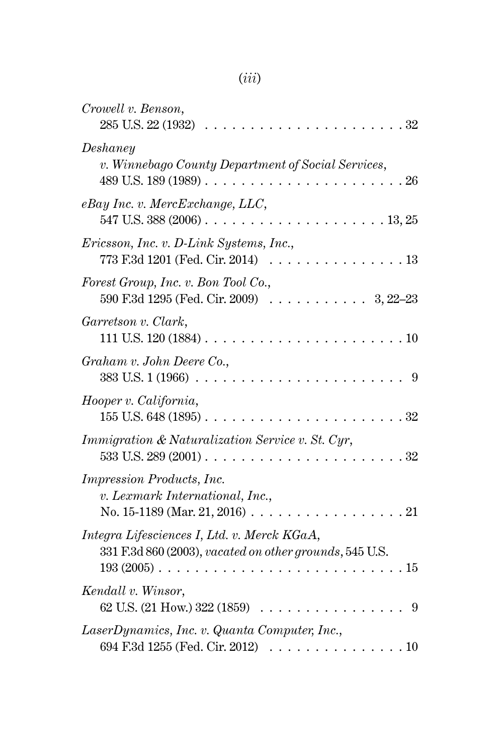*Crowell v. Benson*,
285 U.S. 22 (1932) . . . . . . . . . . . . . . . . . . . . . . 32

*Deshaney v. Winnebago County Department of Social Services*,
489 U.S. 189 (1989) . . . . . . . . . . . . . . . . . . . . . . 26

*eBay Inc. v. MercExchange, LLC*,
547 U.S. 388 (2006) . . . . . . . . . . . . . . . . . . . . 13, 25

*Ericsson, Inc. v. D-Link Systems, Inc.*,
773 F.3d 1201 (Fed. Cir. 2014) . . . . . . . . . . . . . . . 13

*Forest Group, Inc. v. Bon Tool Co.*,
590 F.3d 1295 (Fed. Cir. 2009) . . . . . . . . . . . 3, 22–23

*Garretson v. Clark*,
111 U.S. 120 (1884) . . . . . . . . . . . . . . . . . . . . . . 10

*Graham v. John Deere Co.*,
383 U.S. 1 (1966) . . . . . . . . . . . . . . . . . . . . . . . . 9

*Hooper v. California*,
155 U.S. 648 (1895) . . . . . . . . . . . . . . . . . . . . . . 32

*Immigration & Naturalization Service v. St. Cyr*,
533 U.S. 289 (2001) . . . . . . . . . . . . . . . . . . . . . . 32

*Impression Products, Inc. v. Lexmark International, Inc.*,
No. 15-1189 (Mar. 21, 2016) . . . . . . . . . . . . . . . . . 21

*Integra Lifesciences I, Ltd. v. Merck KGaA*,
331 F.3d 860 (2003), *vacated on other grounds*, 545 U.S. 193 (2005) . . . . . . . . . . . . . . . . . . . . . . . . . . 15

*Kendall v. Winsor*,
62 U.S. (21 How.) 322 (1859) . . . . . . . . . . . . . . . . 9

*LaserDynamics, Inc. v. Quanta Computer, Inc.*,
694 F.3d 1255 (Fed. Cir. 2012) . . . . . . . . . . . . . . . 10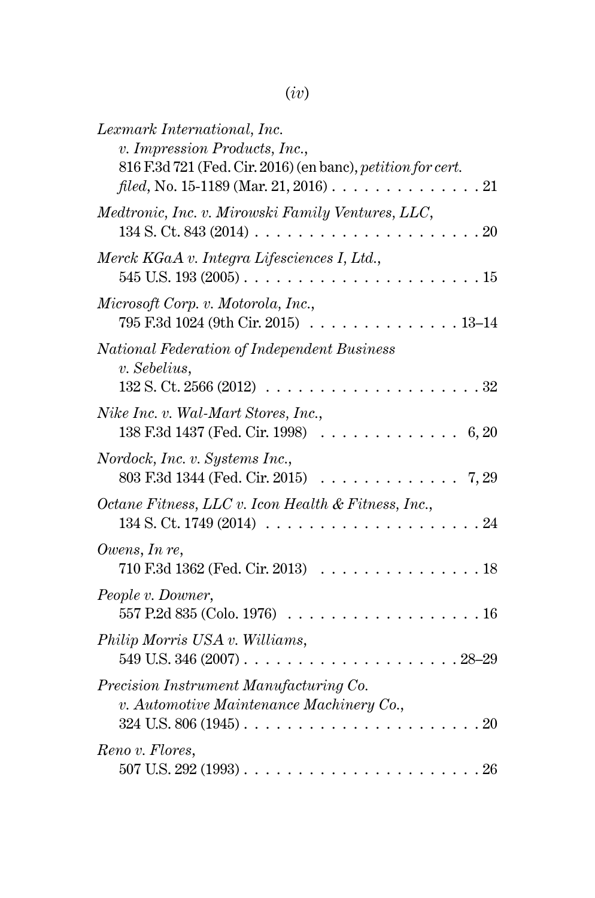*Lexmark International, Inc. v. Impression Products, Inc.*, 816 F.3d 721 (Fed. Cir. 2016) (en banc), *petition for cert. filed*, No. 15-1189 (Mar. 21, 2016) . . . . . . . . . . . . . . 21

*Medtronic, Inc. v. Mirowski Family Ventures, LLC*, 134 S. Ct. 843 (2014) . . . . . . . . . . . . . . . . . . . . . 20

*Merck KGaA v. Integra Lifesciences I, Ltd.*, 545 U.S. 193 (2005) . . . . . . . . . . . . . . . . . . . . . . 15

*Microsoft Corp. v. Motorola, Inc.*, 795 F.3d 1024 (9th Cir. 2015) . . . . . . . . . . . . . . 13–14

*National Federation of Independent Business v. Sebelius*, 132 S. Ct. 2566 (2012) . . . . . . . . . . . . . . . . . . . 32

*Nike Inc. v. Wal-Mart Stores, Inc.*, 138 F.3d 1437 (Fed. Cir. 1998) . . . . . . . . . . . . . 6, 20

*Nordock, Inc. v. Systems Inc.*, 803 F.3d 1344 (Fed. Cir. 2015) . . . . . . . . . . . . . 7, 29

*Octane Fitness, LLC v. Icon Health & Fitness, Inc.*, 134 S. Ct. 1749 (2014) . . . . . . . . . . . . . . . . . . . 24

*Owens, In re*, 710 F.3d 1362 (Fed. Cir. 2013) . . . . . . . . . . . . . . . 18

*People v. Downer*, 557 P.2d 835 (Colo. 1976) . . . . . . . . . . . . . . . . . . 16

*Philip Morris USA v. Williams*, 549 U.S. 346 (2007) . . . . . . . . . . . . . . . . . . . 28–29

*Precision Instrument Manufacturing Co. v. Automotive Maintenance Machinery Co.*, 324 U.S. 806 (1945) . . . . . . . . . . . . . . . . . . . . . . 20

*Reno v. Flores*, 507 U.S. 292 (1993) . . . . . . . . . . . . . . . . . . . . . . 26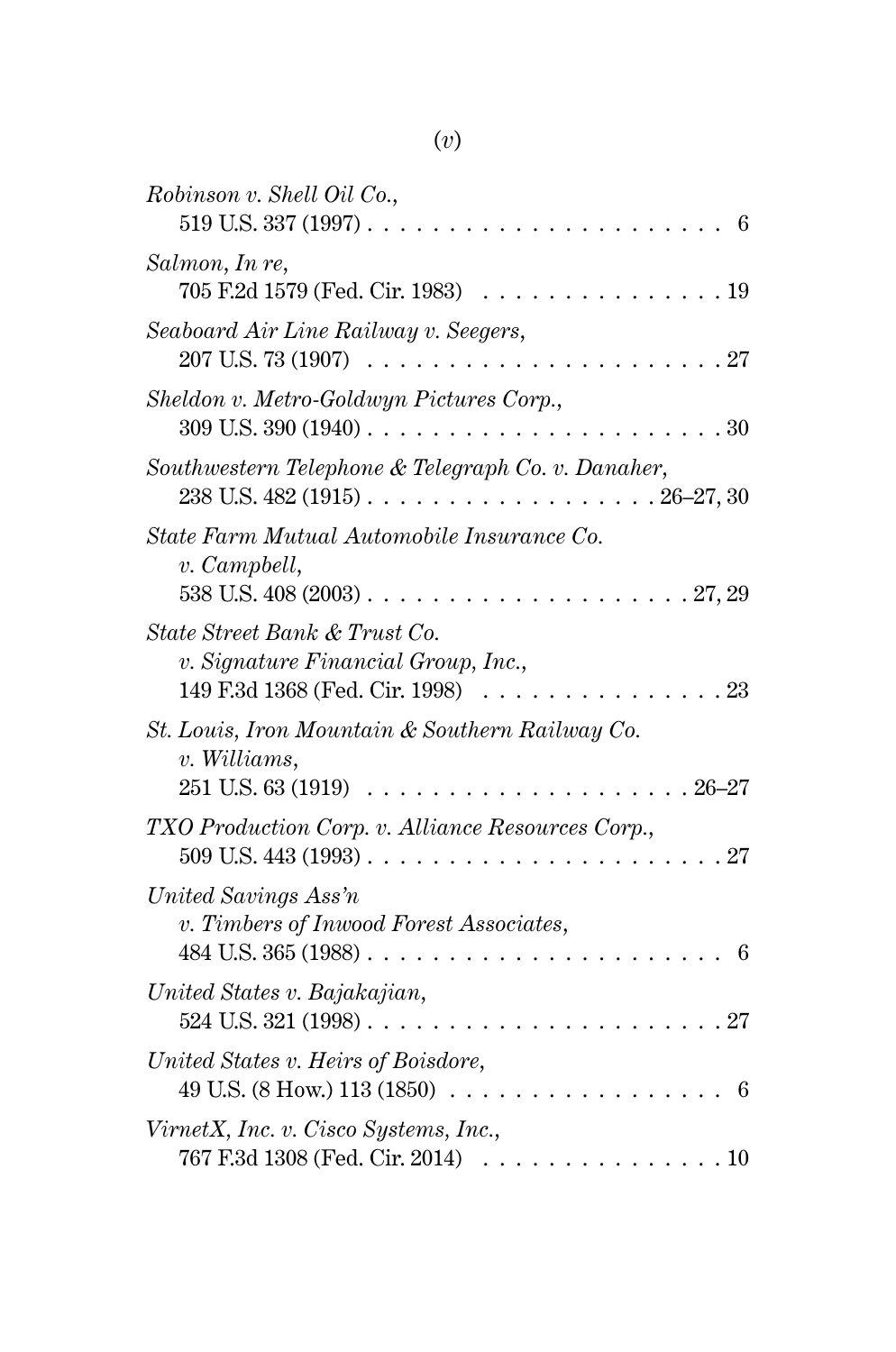*Robinson v. Shell Oil Co.*,
519 U.S. 337 (1997) . . . . . . . . . . . . . . . . . . . . . . 6

*Salmon, In re*,
705 F.2d 1579 (Fed. Cir. 1983) . . . . . . . . . . . . . . . . 19

*Seaboard Air Line Railway v. Seegers*,
207 U.S. 73 (1907) . . . . . . . . . . . . . . . . . . . . . . 27

*Sheldon v. Metro-Goldwyn Pictures Corp.*,
309 U.S. 390 (1940) . . . . . . . . . . . . . . . . . . . . . . 30

*Southwestern Telephone & Telegraph Co. v. Danaher*,
238 U.S. 482 (1915) . . . . . . . . . . . . . . . . . . 26–27, 30

*State Farm Mutual Automobile Insurance Co. v. Campbell*,
538 U.S. 408 (2003) . . . . . . . . . . . . . . . . . . . . 27, 29

*State Street Bank & Trust Co. v. Signature Financial Group, Inc.*,
149 F.3d 1368 (Fed. Cir. 1998) . . . . . . . . . . . . . . . . 23

*St. Louis, Iron Mountain & Southern Railway Co. v. Williams*,
251 U.S. 63 (1919) . . . . . . . . . . . . . . . . . . . . 26–27

*TXO Production Corp. v. Alliance Resources Corp.*,
509 U.S. 443 (1993) . . . . . . . . . . . . . . . . . . . . . . 27

*United Savings Ass'n v. Timbers of Inwood Forest Associates*,
484 U.S. 365 (1988) . . . . . . . . . . . . . . . . . . . . . . 6

*United States v. Bajakajian*,
524 U.S. 321 (1998) . . . . . . . . . . . . . . . . . . . . . . 27

*United States v. Heirs of Boisdore*,
49 U.S. (8 How.) 113 (1850) . . . . . . . . . . . . . . . . . 6

*VirnetX, Inc. v. Cisco Systems, Inc.*,
767 F.3d 1308 (Fed. Cir. 2014) . . . . . . . . . . . . . . . . 10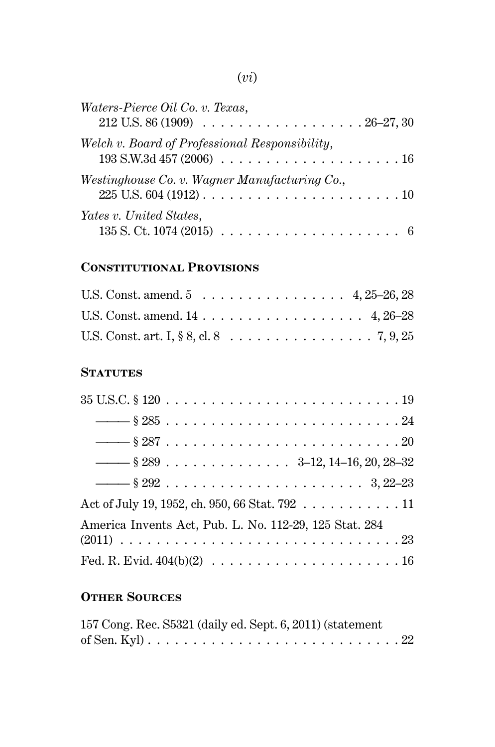*Waters-Pierce Oil Co. v. Texas*,
212 U.S. 86 (1909) . . . . . . . . . . . . . . . . . . 26–27, 30

*Welch v. Board of Professional Responsibility*,
193 S.W.3d 457 (2006) . . . . . . . . . . . . . . . . . . . . 16

*Westinghouse Co. v. Wagner Manufacturing Co.*,
225 U.S. 604 (1912) . . . . . . . . . . . . . . . . . . . . . . 10

*Yates v. United States*,
135 S. Ct. 1074 (2015) . . . . . . . . . . . . . . . . . . . . 6

### Constitutional Provisions

U.S. Const. amend. 5 . . . . . . . . . . . . . . . . 4, 25–26, 28

U.S. Const. amend. 14 . . . . . . . . . . . . . . . . . . 4, 26–28

U.S. Const. art. I, § 8, cl. 8 . . . . . . . . . . . . . . . . 7, 9, 25

### Statutes

35 U.S.C. § 120 . . . . . . . . . . . . . . . . . . . . . . . . . . 19

——— § 285 . . . . . . . . . . . . . . . . . . . . . . . . . . 24

——— § 287 . . . . . . . . . . . . . . . . . . . . . . . . . . 20

——— § 289 . . . . . . . . . . . . . . 3–12, 14–16, 20, 28–32

——— § 292 . . . . . . . . . . . . . . . . . . . . . . . 3, 22–23

Act of July 19, 1952, ch. 950, 66 Stat. 792 . . . . . . . . . . . 11

America Invents Act, Pub. L. No. 112-29, 125 Stat. 284 (2011) . . . . . . . . . . . . . . . . . . . . . . . . . . . . . . 23

Fed. R. Evid. 404(b)(2) . . . . . . . . . . . . . . . . . . . . . 16

### Other Sources

157 Cong. Rec. S5321 (daily ed. Sept. 6, 2011) (statement of Sen. Kyl) . . . . . . . . . . . . . . . . . . . . . . . . . . . . 22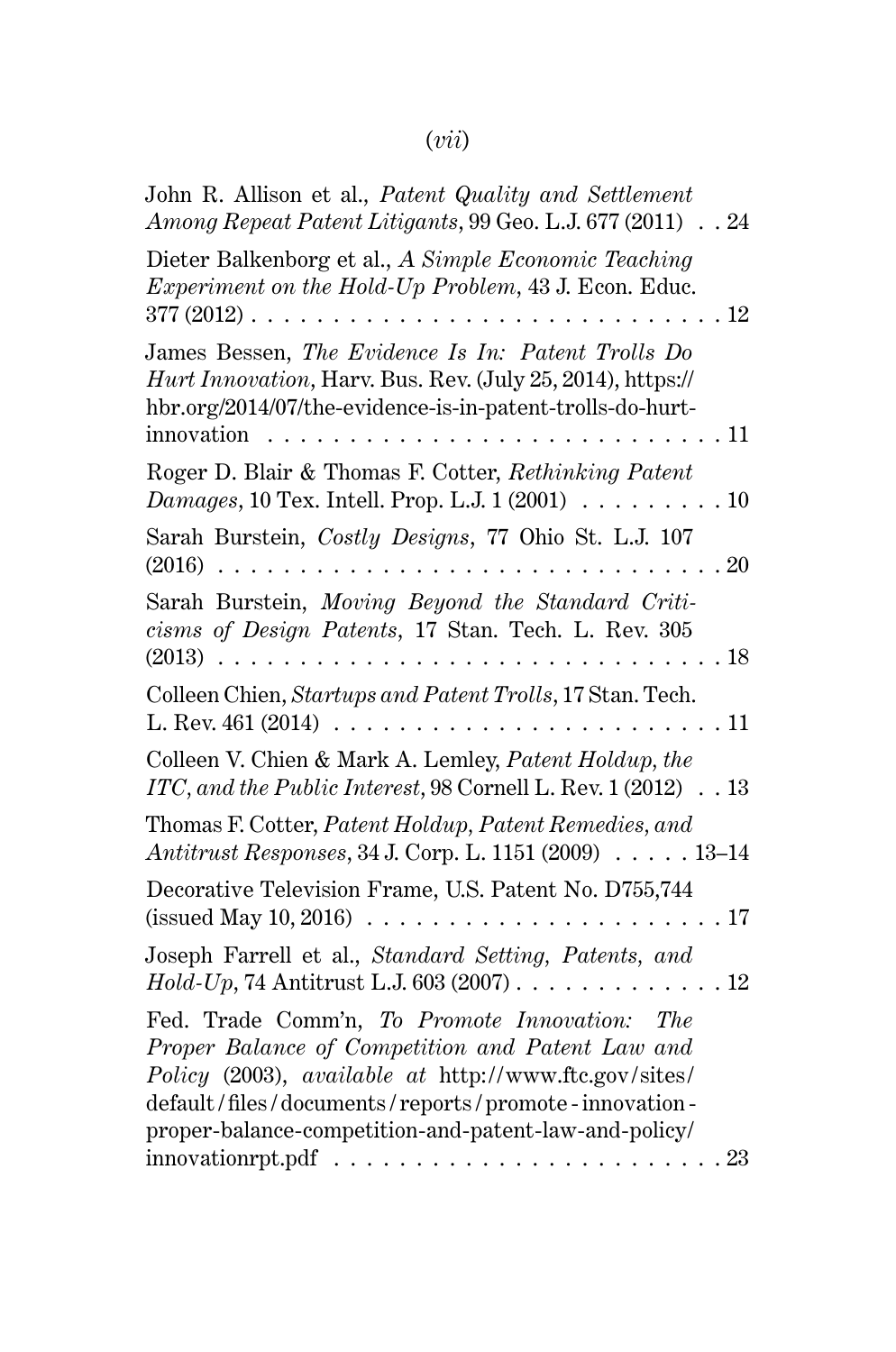John R. Allison et al., *Patent Quality and Settlement Among Repeat Patent Litigants*, 99 Geo. L.J. 677 (2011) . . 24

Dieter Balkenborg et al., *A Simple Economic Teaching Experiment on the Hold-Up Problem*, 43 J. Econ. Educ. 377 (2012) . . . . . . . . . . . . . . . . . . . . . . . . . . . . 12

James Bessen, *The Evidence Is In: Patent Trolls Do Hurt Innovation*, Harv. Bus. Rev. (July 25, 2014), https://hbr.org/2014/07/the-evidence-is-in-patent-trolls-do-hurt-innovation . . . . . . . . . . . . . . . . . . . . . . . . . . . 11

Roger D. Blair & Thomas F. Cotter, *Rethinking Patent Damages*, 10 Tex. Intell. Prop. L.J. 1 (2001) . . . . . . . . . 10

Sarah Burstein, *Costly Designs*, 77 Ohio St. L.J. 107 (2016) . . . . . . . . . . . . . . . . . . . . . . . . . . . . . . . 20

Sarah Burstein, *Moving Beyond the Standard Criticisms of Design Patents*, 17 Stan. Tech. L. Rev. 305 (2013) . . . . . . . . . . . . . . . . . . . . . . . . . . . . . . . 18

Colleen Chien, *Startups and Patent Trolls*, 17 Stan. Tech. L. Rev. 461 (2014) . . . . . . . . . . . . . . . . . . . . . . . . 11

Colleen V. Chien & Mark A. Lemley, *Patent Holdup, the ITC, and the Public Interest*, 98 Cornell L. Rev. 1 (2012) . . 13

Thomas F. Cotter, *Patent Holdup, Patent Remedies, and Antitrust Responses*, 34 J. Corp. L. 1151 (2009) . . . . . 13–14

Decorative Television Frame, U.S. Patent No. D755,744 (issued May 10, 2016) . . . . . . . . . . . . . . . . . . . . . 17

Joseph Farrell et al., *Standard Setting, Patents, and Hold-Up*, 74 Antitrust L.J. 603 (2007) . . . . . . . . . . . . . 12

Fed. Trade Comm'n, *To Promote Innovation: The Proper Balance of Competition and Patent Law and Policy* (2003), *available at* http://www.ftc.gov/sites/default/files/documents/reports/promote-innovation-proper-balance-competition-and-patent-law-and-policy/innovationrpt.pdf . . . . . . . . . . . . . . . . . . . . . . . . 23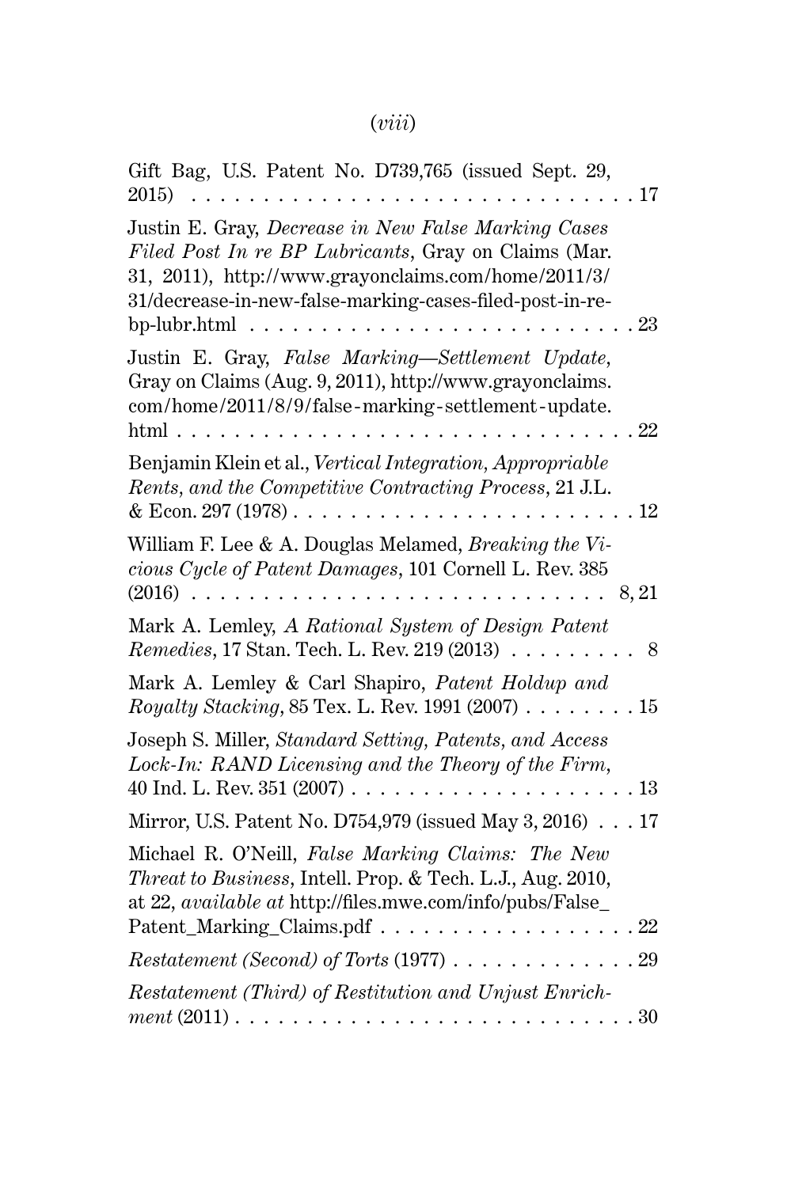Gift Bag, U.S. Patent No. D739,765 (issued Sept. 29, 2015) . . . . . . . . . . . . . . . . . . . . . . . . . . . . . . . . 17

Justin E. Gray, *Decrease in New False Marking Cases Filed Post In re BP Lubricants*, Gray on Claims (Mar. 31, 2011), http://www.grayonclaims.com/home/2011/3/31/decrease-in-new-false-marking-cases-filed-post-in-re-bp-lubr.html . . . . . . . . . . . . . . . . . . . . . . . . . . 23

Justin E. Gray, *False Marking—Settlement Update*, Gray on Claims (Aug. 9, 2011), http://www.grayonclaims.com/home/2011/8/9/false-marking-settlement-update.html . . . . . . . . . . . . . . . . . . . . . . . . . . . . . . . 22

Benjamin Klein et al., *Vertical Integration, Appropriable Rents, and the Competitive Contracting Process*, 21 J.L. & Econ. 297 (1978) . . . . . . . . . . . . . . . . . . . . . . . . 12

William F. Lee & A. Douglas Melamed, *Breaking the Vicious Cycle of Patent Damages*, 101 Cornell L. Rev. 385 (2016) . . . . . . . . . . . . . . . . . . . . . . . . . . . . 8, 21

Mark A. Lemley, *A Rational System of Design Patent Remedies*, 17 Stan. Tech. L. Rev. 219 (2013) . . . . . . . . . 8

Mark A. Lemley & Carl Shapiro, *Patent Holdup and Royalty Stacking*, 85 Tex. L. Rev. 1991 (2007) . . . . . . . . 15

Joseph S. Miller, *Standard Setting, Patents, and Access Lock-In: RAND Licensing and the Theory of the Firm*, 40 Ind. L. Rev. 351 (2007) . . . . . . . . . . . . . . . . . . . . 13

Mirror, U.S. Patent No. D754,979 (issued May 3, 2016) . . . 17

Michael R. O'Neill, *False Marking Claims: The New Threat to Business*, Intell. Prop. & Tech. L.J., Aug. 2010, at 22, *available at* http://files.mwe.com/info/pubs/False_Patent_Marking_Claims.pdf . . . . . . . . . . . . . . . . . . 22

*Restatement (Second) of Torts* (1977) . . . . . . . . . . . . . 29

*Restatement (Third) of Restitution and Unjust Enrichment* (2011) . . . . . . . . . . . . . . . . . . . . . . . . . . . . 30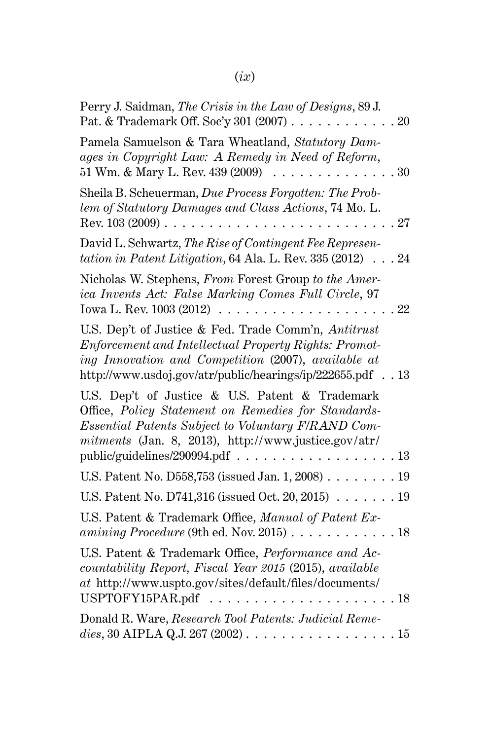Perry J. Saidman, *The Crisis in the Law of Designs*, 89 J. Pat. & Trademark Off. Soc'y 301 (2007) . . . . . . . . . . . . 20

Pamela Samuelson & Tara Wheatland, *Statutory Damages in Copyright Law: A Remedy in Need of Reform*, 51 Wm. & Mary L. Rev. 439 (2009) . . . . . . . . . . . . . . 30

Sheila B. Scheuerman, *Due Process Forgotten: The Problem of Statutory Damages and Class Actions*, 74 Mo. L. Rev. 103 (2009) . . . . . . . . . . . . . . . . . . . . . . . . . . 27

David L. Schwartz, *The Rise of Contingent Fee Representation in Patent Litigation*, 64 Ala. L. Rev. 335 (2012) . . . 24

Nicholas W. Stephens, *From* Forest Group *to the America Invents Act: False Marking Comes Full Circle*, 97 Iowa L. Rev. 1003 (2012) . . . . . . . . . . . . . . . . . . . . 22

U.S. Dep't of Justice & Fed. Trade Comm'n, *Antitrust Enforcement and Intellectual Property Rights: Promoting Innovation and Competition* (2007), *available at* http://www.usdoj.gov/atr/public/hearings/ip/222655.pdf . . 13

U.S. Dep't of Justice & U.S. Patent & Trademark Office, *Policy Statement on Remedies for Standards-Essential Patents Subject to Voluntary F/RAND Commitments* (Jan. 8, 2013), http://www.justice.gov/atr/public/guidelines/290994.pdf . . . . . . . . . . . . . . . . . . 13

U.S. Patent No. D558,753 (issued Jan. 1, 2008) . . . . . . . . 19

U.S. Patent No. D741,316 (issued Oct. 20, 2015) . . . . . . . 19

U.S. Patent & Trademark Office, *Manual of Patent Examining Procedure* (9th ed. Nov. 2015) . . . . . . . . . . . . 18

U.S. Patent & Trademark Office, *Performance and Accountability Report, Fiscal Year 2015* (2015), *available at* http://www.uspto.gov/sites/default/files/documents/USPTOFY15PAR.pdf . . . . . . . . . . . . . . . . . . . . . 18

Donald R. Ware, *Research Tool Patents: Judicial Remedies*, 30 AIPLA Q.J. 267 (2002) . . . . . . . . . . . . . . . . . 15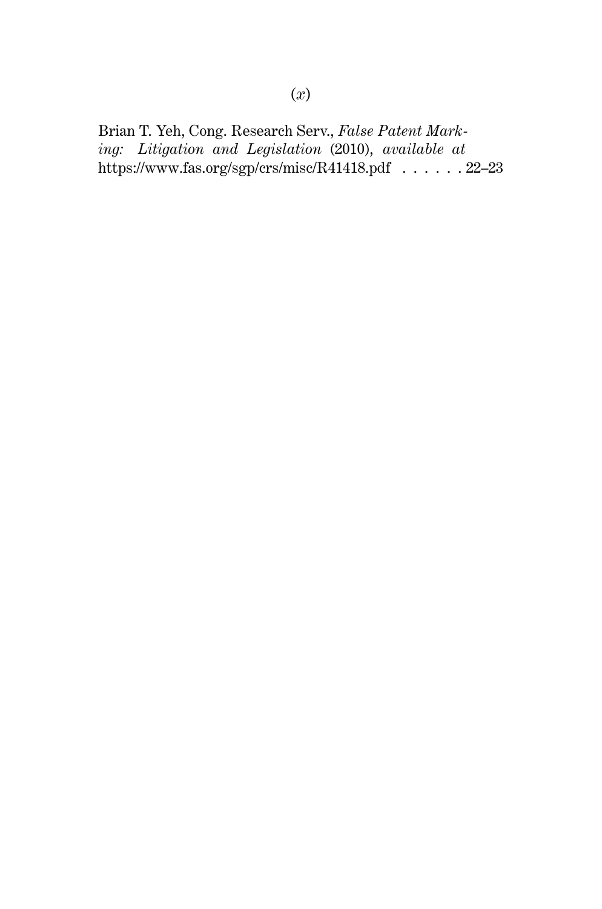Brian T. Yeh, Cong. Research Serv., *False Patent Marking: Litigation and Legislation* (2010), *available at* https://www.fas.org/sgp/crs/misc/R41418.pdf . . . . . . 22–23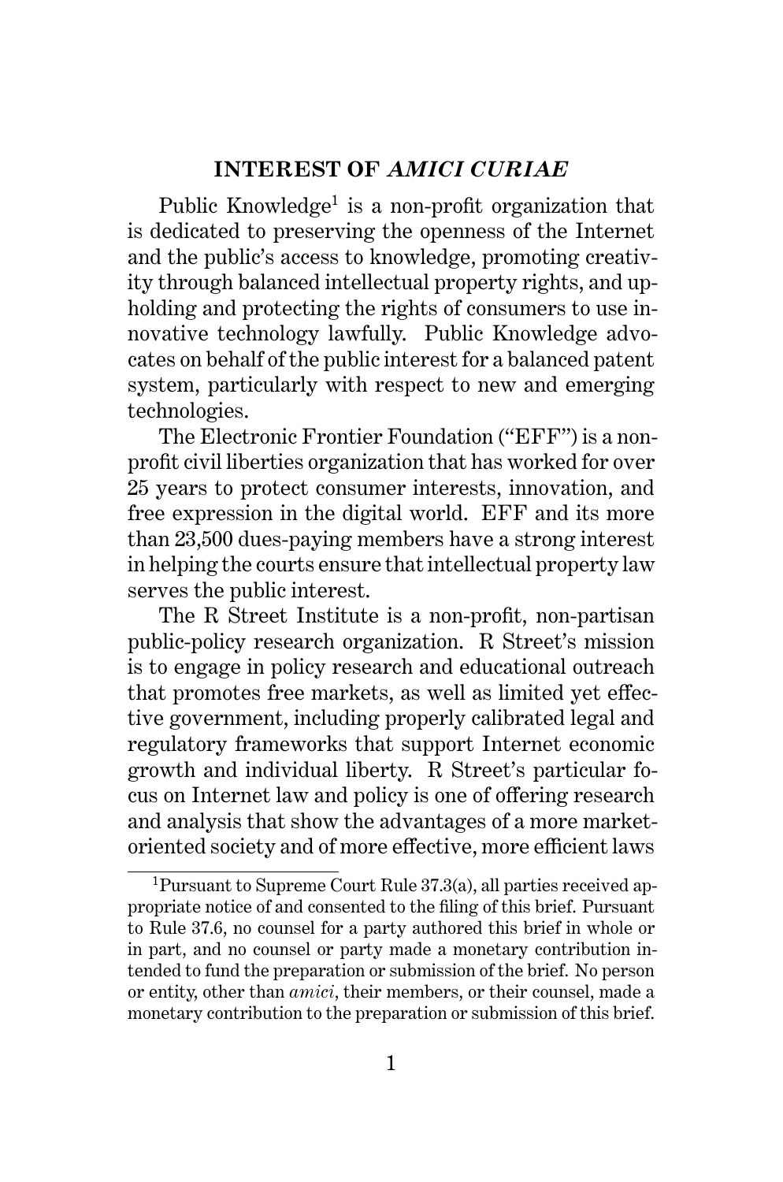## INTEREST OF *AMICI CURIAE*

Public Knowledge[1] is a non-profit organization that is dedicated to preserving the openness of the Internet and the public's access to knowledge, promoting creativity through balanced intellectual property rights, and upholding and protecting the rights of consumers to use innovative technology lawfully. Public Knowledge advocates on behalf of the public interest for a balanced patent system, particularly with respect to new and emerging technologies.

The Electronic Frontier Foundation ("EFF") is a non-profit civil liberties organization that has worked for over 25 years to protect consumer interests, innovation, and free expression in the digital world. EFF and its more than 23,500 dues-paying members have a strong interest in helping the courts ensure that intellectual property law serves the public interest.

The R Street Institute is a non-profit, non-partisan public-policy research organization. R Street's mission is to engage in policy research and educational outreach that promotes free markets, as well as limited yet effective government, including properly calibrated legal and regulatory frameworks that support Internet economic growth and individual liberty. R Street's particular focus on Internet law and policy is one of offering research and analysis that show the advantages of a more market-oriented society and of more effective, more efficient laws

---

[1] Pursuant to Supreme Court Rule 37.3(a), all parties received appropriate notice of and consented to the filing of this brief. Pursuant to Rule 37.6, no counsel for a party authored this brief in whole or in part, and no counsel or party made a monetary contribution intended to fund the preparation or submission of the brief. No person or entity, other than *amici*, their members, or their counsel, made a monetary contribution to the preparation or submission of this brief.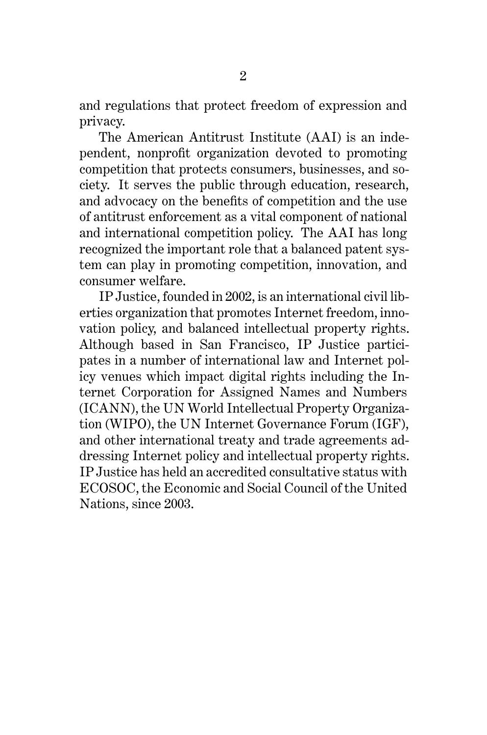and regulations that protect freedom of expression and privacy.

The American Antitrust Institute (AAI) is an independent, nonprofit organization devoted to promoting competition that protects consumers, businesses, and society. It serves the public through education, research, and advocacy on the benefits of competition and the use of antitrust enforcement as a vital component of national and international competition policy. The AAI has long recognized the important role that a balanced patent system can play in promoting competition, innovation, and consumer welfare.

IP Justice, founded in 2002, is an international civil liberties organization that promotes Internet freedom, innovation policy, and balanced intellectual property rights. Although based in San Francisco, IP Justice participates in a number of international law and Internet policy venues which impact digital rights including the Internet Corporation for Assigned Names and Numbers (ICANN), the UN World Intellectual Property Organization (WIPO), the UN Internet Governance Forum (IGF), and other international treaty and trade agreements addressing Internet policy and intellectual property rights. IP Justice has held an accredited consultative status with ECOSOC, the Economic and Social Council of the United Nations, since 2003.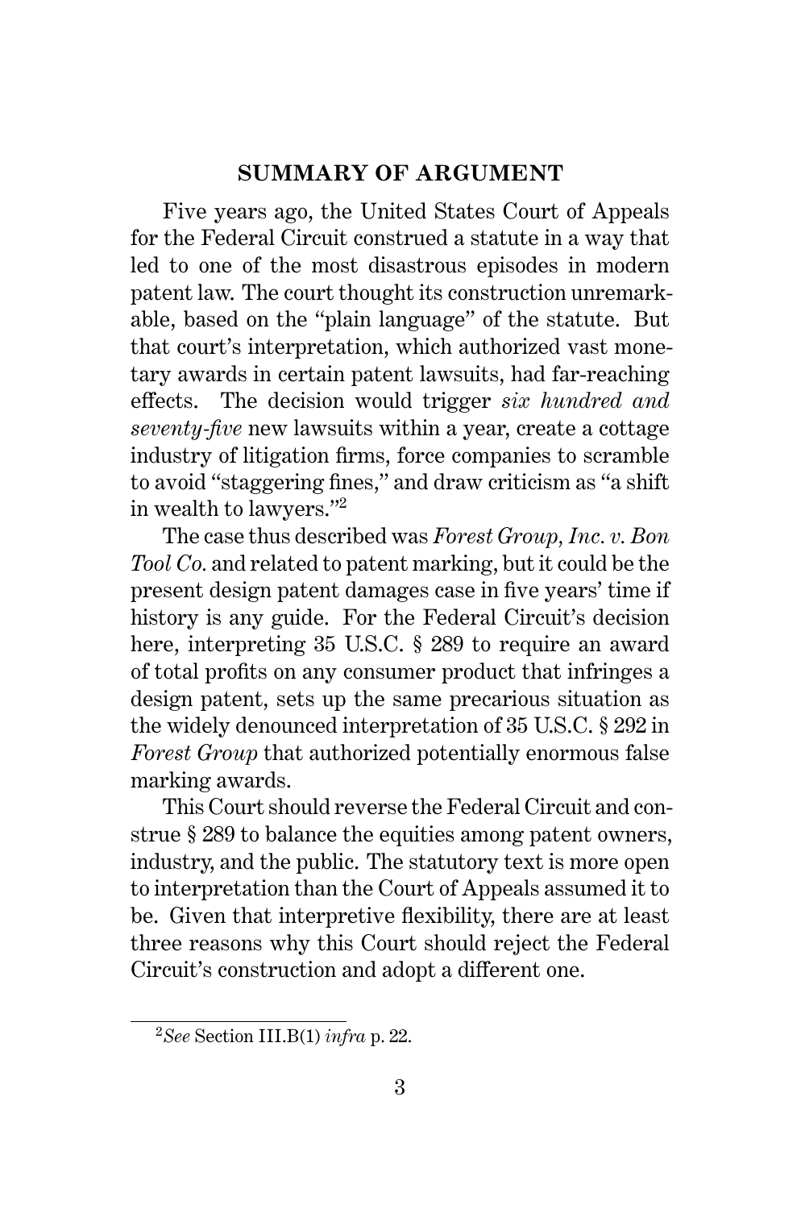## SUMMARY OF ARGUMENT

Five years ago, the United States Court of Appeals for the Federal Circuit construed a statute in a way that led to one of the most disastrous episodes in modern patent law. The court thought its construction unremarkable, based on the "plain language" of the statute. But that court's interpretation, which authorized vast monetary awards in certain patent lawsuits, had far-reaching effects. The decision would trigger *six hundred and seventy-five* new lawsuits within a year, create a cottage industry of litigation firms, force companies to scramble to avoid "staggering fines," and draw criticism as "a shift in wealth to lawyers."[2]

The case thus described was *Forest Group, Inc. v. Bon Tool Co.* and related to patent marking, but it could be the present design patent damages case in five years' time if history is any guide. For the Federal Circuit's decision here, interpreting 35 U.S.C. § 289 to require an award of total profits on any consumer product that infringes a design patent, sets up the same precarious situation as the widely denounced interpretation of 35 U.S.C. § 292 in *Forest Group* that authorized potentially enormous false marking awards.

This Court should reverse the Federal Circuit and construe § 289 to balance the equities among patent owners, industry, and the public. The statutory text is more open to interpretation than the Court of Appeals assumed it to be. Given that interpretive flexibility, there are at least three reasons why this Court should reject the Federal Circuit's construction and adopt a different one.

---

[2] *See* Section III.B(1) *infra* p. 22.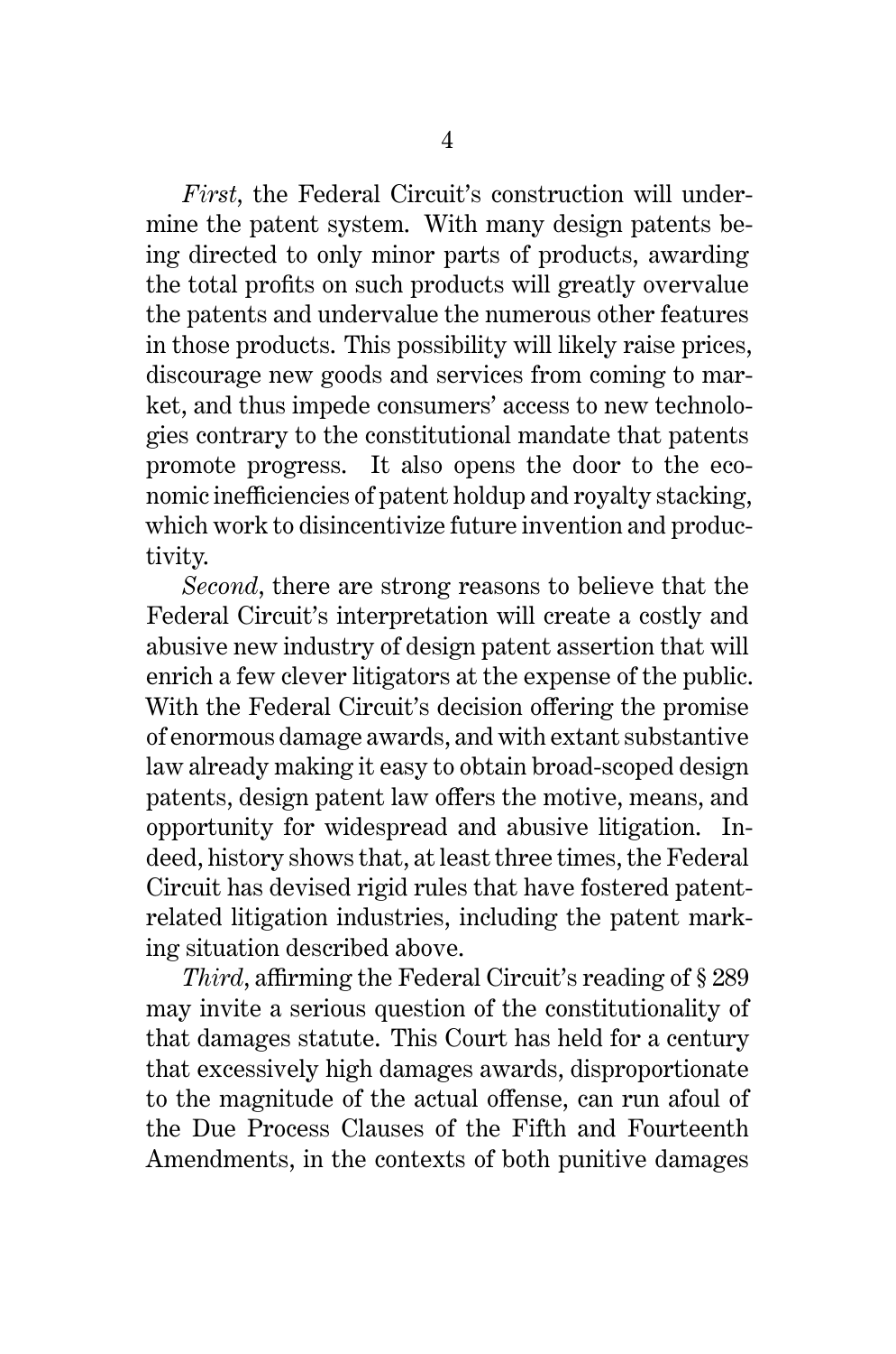*First*, the Federal Circuit's construction will undermine the patent system. With many design patents being directed to only minor parts of products, awarding the total profits on such products will greatly overvalue the patents and undervalue the numerous other features in those products. This possibility will likely raise prices, discourage new goods and services from coming to market, and thus impede consumers' access to new technologies contrary to the constitutional mandate that patents promote progress. It also opens the door to the economic inefficiencies of patent holdup and royalty stacking, which work to disincentivize future invention and productivity.

*Second*, there are strong reasons to believe that the Federal Circuit's interpretation will create a costly and abusive new industry of design patent assertion that will enrich a few clever litigators at the expense of the public. With the Federal Circuit's decision offering the promise of enormous damage awards, and with extant substantive law already making it easy to obtain broad-scoped design patents, design patent law offers the motive, means, and opportunity for widespread and abusive litigation. Indeed, history shows that, at least three times, the Federal Circuit has devised rigid rules that have fostered patent-related litigation industries, including the patent marking situation described above.

*Third*, affirming the Federal Circuit's reading of § 289 may invite a serious question of the constitutionality of that damages statute. This Court has held for a century that excessively high damages awards, disproportionate to the magnitude of the actual offense, can run afoul of the Due Process Clauses of the Fifth and Fourteenth Amendments, in the contexts of both punitive damages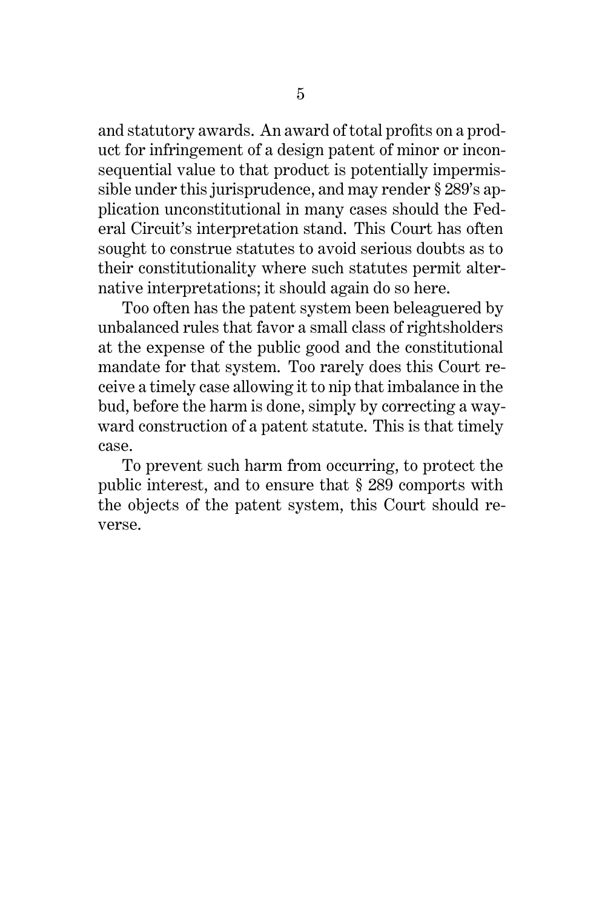and statutory awards. An award of total profits on a product for infringement of a design patent of minor or inconsequential value to that product is potentially impermissible under this jurisprudence, and may render § 289's application unconstitutional in many cases should the Federal Circuit's interpretation stand. This Court has often sought to construe statutes to avoid serious doubts as to their constitutionality where such statutes permit alternative interpretations; it should again do so here.

Too often has the patent system been beleaguered by unbalanced rules that favor a small class of rightsholders at the expense of the public good and the constitutional mandate for that system. Too rarely does this Court receive a timely case allowing it to nip that imbalance in the bud, before the harm is done, simply by correcting a wayward construction of a patent statute. This is that timely case.

To prevent such harm from occurring, to protect the public interest, and to ensure that § 289 comports with the objects of the patent system, this Court should reverse.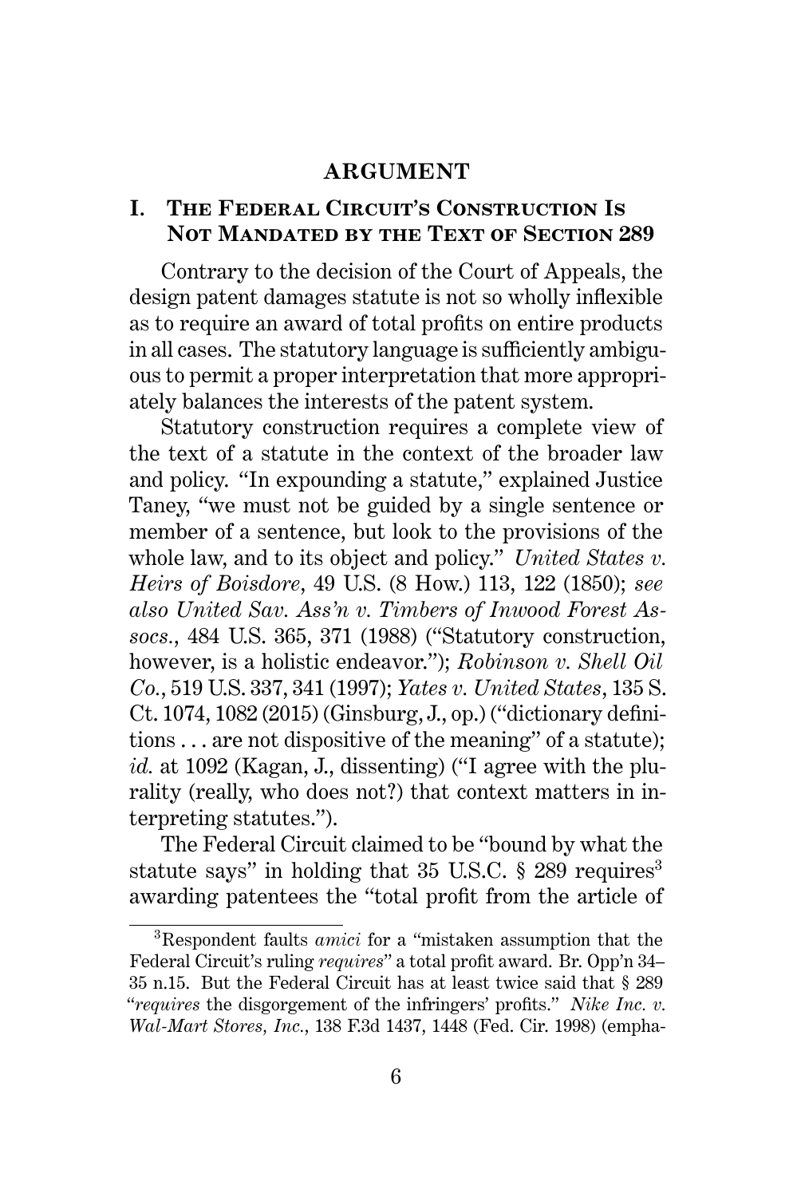# ARGUMENT

## I. The Federal Circuit's Construction Is Not Mandated by the Text of Section 289

Contrary to the decision of the Court of Appeals, the design patent damages statute is not so wholly inflexible as to require an award of total profits on entire products in all cases. The statutory language is sufficiently ambiguous to permit a proper interpretation that more appropriately balances the interests of the patent system.

Statutory construction requires a complete view of the text of a statute in the context of the broader law and policy. "In expounding a statute," explained Justice Taney, "we must not be guided by a single sentence or member of a sentence, but look to the provisions of the whole law, and to its object and policy." *United States v. Heirs of Boisdore*, 49 U.S. (8 How.) 113, 122 (1850); *see also United Sav. Ass'n v. Timbers of Inwood Forest Assocs.*, 484 U.S. 365, 371 (1988) ("Statutory construction, however, is a holistic endeavor."); *Robinson v. Shell Oil Co.*, 519 U.S. 337, 341 (1997); *Yates v. United States*, 135 S. Ct. 1074, 1082 (2015) (Ginsburg, J., op.) ("dictionary definitions . . . are not dispositive of the meaning" of a statute); *id.* at 1092 (Kagan, J., dissenting) ("I agree with the plurality (really, who does not?) that context matters in interpreting statutes.").

The Federal Circuit claimed to be "bound by what the statute says" in holding that 35 U.S.C. § 289 requires[3] awarding patentees the "total profit from the article of

---

[3] Respondent faults *amici* for a "mistaken assumption that the Federal Circuit's ruling *requires*" a total profit award. Br. Opp'n 34–35 n.15. But the Federal Circuit has at least twice said that § 289 "*requires* the disgorgement of the infringers' profits." *Nike Inc. v. Wal-Mart Stores, Inc.*, 138 F.3d 1437, 1448 (Fed. Cir. 1998) (empha-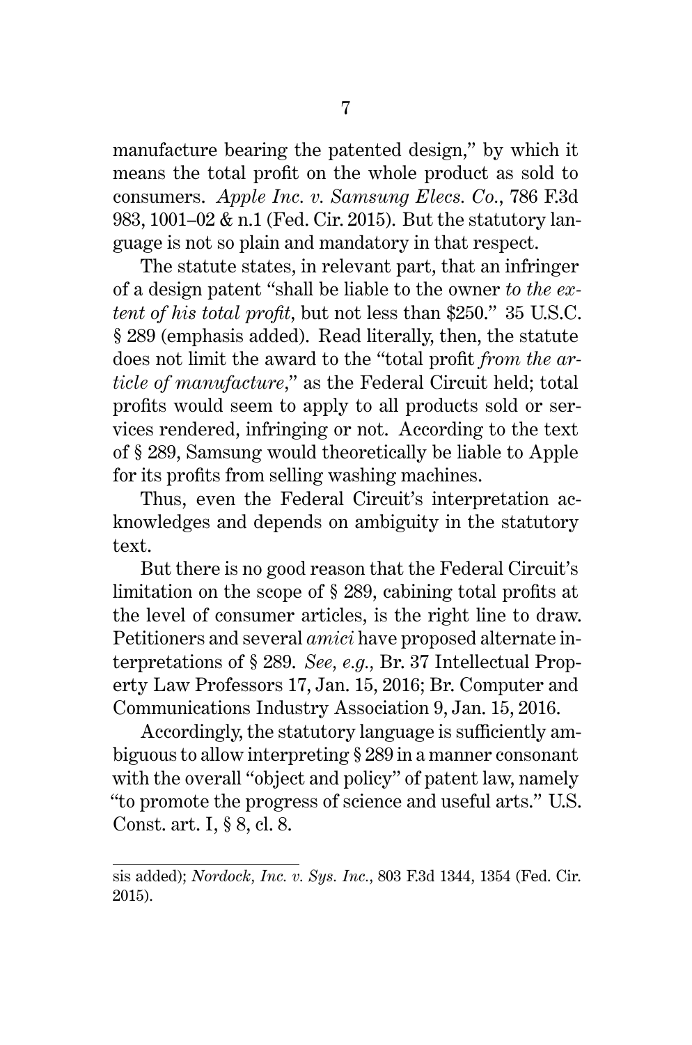manufacture bearing the patented design," by which it means the total profit on the whole product as sold to consumers. *Apple Inc. v. Samsung Elecs. Co.*, 786 F.3d 983, 1001–02 & n.1 (Fed. Cir. 2015). But the statutory language is not so plain and mandatory in that respect.

The statute states, in relevant part, that an infringer of a design patent "shall be liable to the owner *to the extent of his total profit*, but not less than $250." 35 U.S.C. § 289 (emphasis added). Read literally, then, the statute does not limit the award to the "total profit *from the article of manufacture*," as the Federal Circuit held; total profits would seem to apply to all products sold or services rendered, infringing or not. According to the text of § 289, Samsung would theoretically be liable to Apple for its profits from selling washing machines.

Thus, even the Federal Circuit's interpretation acknowledges and depends on ambiguity in the statutory text.

But there is no good reason that the Federal Circuit's limitation on the scope of § 289, cabining total profits at the level of consumer articles, is the right line to draw. Petitioners and several *amici* have proposed alternate interpretations of § 289. *See, e.g.*, Br. 37 Intellectual Property Law Professors 17, Jan. 15, 2016; Br. Computer and Communications Industry Association 9, Jan. 15, 2016.

Accordingly, the statutory language is sufficiently ambiguous to allow interpreting § 289 in a manner consonant with the overall "object and policy" of patent law, namely "to promote the progress of science and useful arts." U.S. Const. art. I, § 8, cl. 8.

---

sis added); *Nordock, Inc. v. Sys. Inc.*, 803 F.3d 1344, 1354 (Fed. Cir. 2015).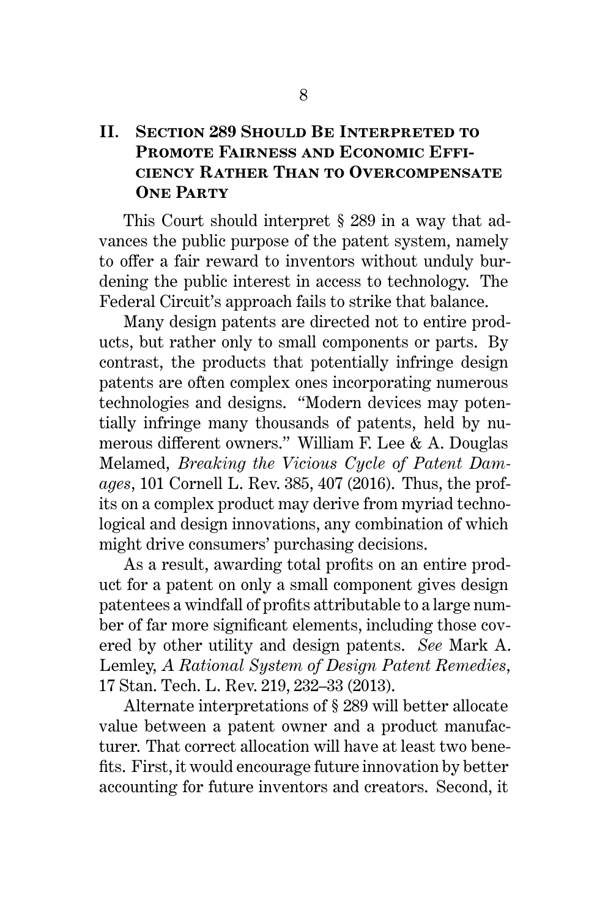## II. Section 289 Should Be Interpreted to Promote Fairness and Economic Efficiency Rather Than to Overcompensate One Party

This Court should interpret § 289 in a way that advances the public purpose of the patent system, namely to offer a fair reward to inventors without unduly burdening the public interest in access to technology. The Federal Circuit's approach fails to strike that balance.

Many design patents are directed not to entire products, but rather only to small components or parts. By contrast, the products that potentially infringe design patents are often complex ones incorporating numerous technologies and designs. "Modern devices may potentially infringe many thousands of patents, held by numerous different owners." William F. Lee & A. Douglas Melamed, *Breaking the Vicious Cycle of Patent Damages*, 101 Cornell L. Rev. 385, 407 (2016). Thus, the profits on a complex product may derive from myriad technological and design innovations, any combination of which might drive consumers' purchasing decisions.

As a result, awarding total profits on an entire product for a patent on only a small component gives design patentees a windfall of profits attributable to a large number of far more significant elements, including those covered by other utility and design patents. *See* Mark A. Lemley, *A Rational System of Design Patent Remedies*, 17 Stan. Tech. L. Rev. 219, 232–33 (2013).

Alternate interpretations of § 289 will better allocate value between a patent owner and a product manufacturer. That correct allocation will have at least two benefits. First, it would encourage future innovation by better accounting for future inventors and creators. Second, it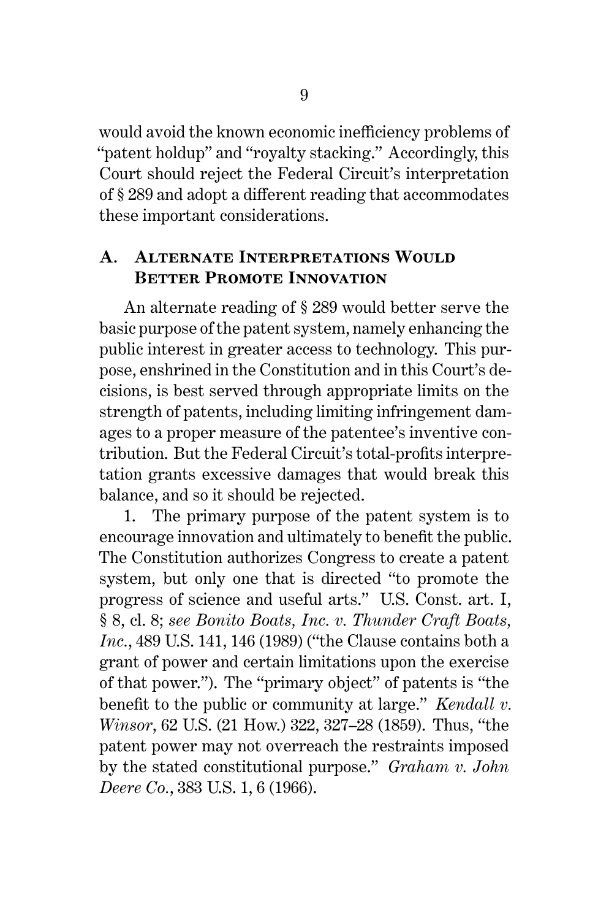would avoid the known economic inefficiency problems of "patent holdup" and "royalty stacking." Accordingly, this Court should reject the Federal Circuit's interpretation of § 289 and adopt a different reading that accommodates these important considerations.

## A. Alternate Interpretations Would Better Promote Innovation

An alternate reading of § 289 would better serve the basic purpose of the patent system, namely enhancing the public interest in greater access to technology. This purpose, enshrined in the Constitution and in this Court's decisions, is best served through appropriate limits on the strength of patents, including limiting infringement damages to a proper measure of the patentee's inventive contribution. But the Federal Circuit's total-profits interpretation grants excessive damages that would break this balance, and so it should be rejected.

1. The primary purpose of the patent system is to encourage innovation and ultimately to benefit the public. The Constitution authorizes Congress to create a patent system, but only one that is directed "to promote the progress of science and useful arts." U.S. Const. art. I, § 8, cl. 8; *see Bonito Boats, Inc. v. Thunder Craft Boats, Inc.*, 489 U.S. 141, 146 (1989) ("the Clause contains both a grant of power and certain limitations upon the exercise of that power."). The "primary object" of patents is "the benefit to the public or community at large." *Kendall v. Winsor*, 62 U.S. (21 How.) 322, 327–28 (1859). Thus, "the patent power may not overreach the restraints imposed by the stated constitutional purpose." *Graham v. John Deere Co.*, 383 U.S. 1, 6 (1966).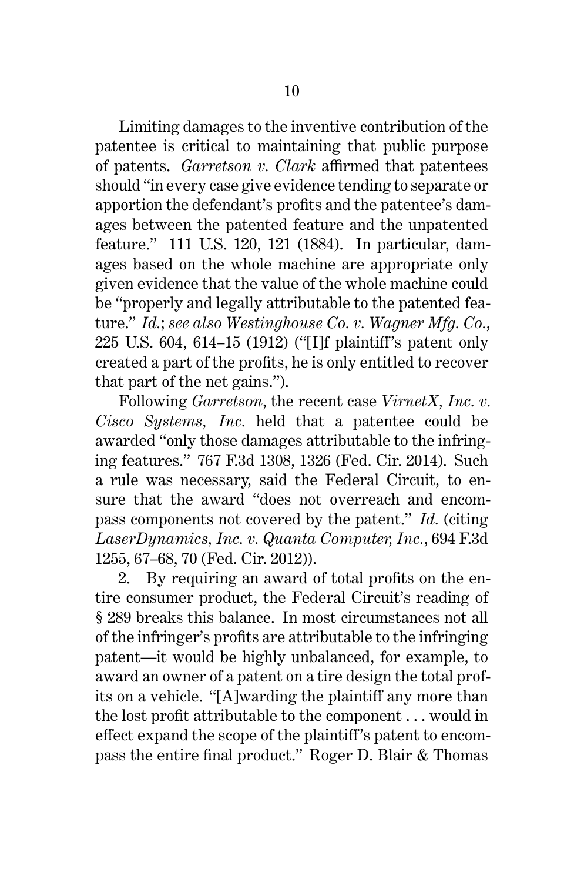Limiting damages to the inventive contribution of the patentee is critical to maintaining that public purpose of patents. *Garretson v. Clark* affirmed that patentees should "in every case give evidence tending to separate or apportion the defendant's profits and the patentee's damages between the patented feature and the unpatented feature." 111 U.S. 120, 121 (1884). In particular, damages based on the whole machine are appropriate only given evidence that the value of the whole machine could be "properly and legally attributable to the patented feature." *Id.*; *see also Westinghouse Co. v. Wagner Mfg. Co.*, 225 U.S. 604, 614–15 (1912) ("[I]f plaintiff's patent only created a part of the profits, he is only entitled to recover that part of the net gains.").

Following *Garretson*, the recent case *VirnetX, Inc. v. Cisco Systems, Inc.* held that a patentee could be awarded "only those damages attributable to the infringing features." 767 F.3d 1308, 1326 (Fed. Cir. 2014). Such a rule was necessary, said the Federal Circuit, to ensure that the award "does not overreach and encompass components not covered by the patent." *Id.* (citing *LaserDynamics, Inc. v. Quanta Computer, Inc.*, 694 F.3d 1255, 67–68, 70 (Fed. Cir. 2012)).

2. By requiring an award of total profits on the entire consumer product, the Federal Circuit's reading of § 289 breaks this balance. In most circumstances not all of the infringer's profits are attributable to the infringing patent—it would be highly unbalanced, for example, to award an owner of a patent on a tire design the total profits on a vehicle. "[A]warding the plaintiff any more than the lost profit attributable to the component . . . would in effect expand the scope of the plaintiff's patent to encompass the entire final product." Roger D. Blair & Thomas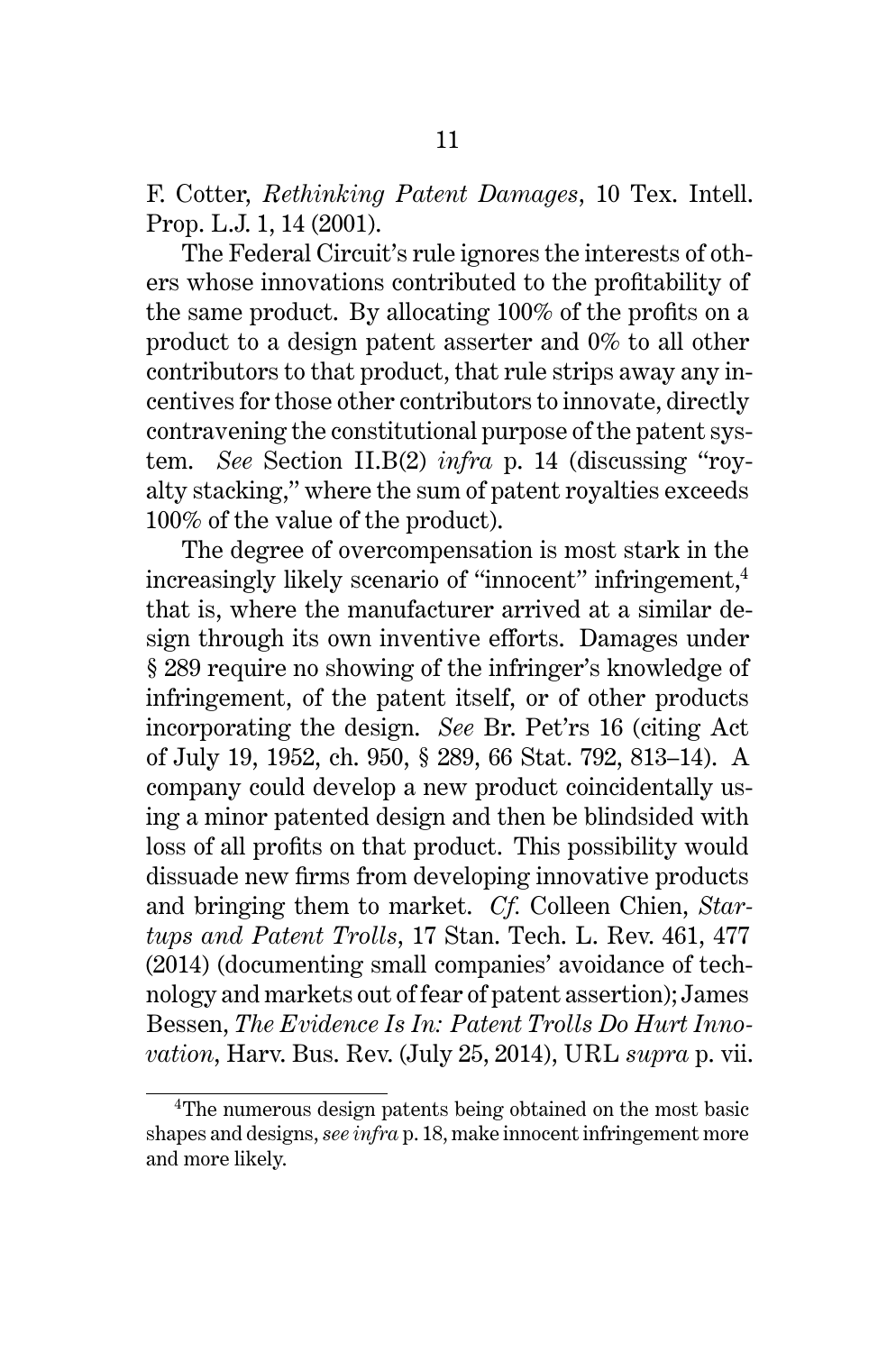F. Cotter, *Rethinking Patent Damages*, 10 Tex. Intell. Prop. L.J. 1, 14 (2001).

The Federal Circuit's rule ignores the interests of others whose innovations contributed to the profitability of the same product. By allocating 100% of the profits on a product to a design patent asserter and 0% to all other contributors to that product, that rule strips away any incentives for those other contributors to innovate, directly contravening the constitutional purpose of the patent system. *See* Section II.B(2) *infra* p. 14 (discussing "royalty stacking," where the sum of patent royalties exceeds 100% of the value of the product).

The degree of overcompensation is most stark in the increasingly likely scenario of "innocent" infringement,[4] that is, where the manufacturer arrived at a similar design through its own inventive efforts. Damages under § 289 require no showing of the infringer's knowledge of infringement, of the patent itself, or of other products incorporating the design. *See* Br. Pet'rs 16 (citing Act of July 19, 1952, ch. 950, § 289, 66 Stat. 792, 813–14). A company could develop a new product coincidentally using a minor patented design and then be blindsided with loss of all profits on that product. This possibility would dissuade new firms from developing innovative products and bringing them to market. *Cf.* Colleen Chien, *Startups and Patent Trolls*, 17 Stan. Tech. L. Rev. 461, 477 (2014) (documenting small companies' avoidance of technology and markets out of fear of patent assertion); James Bessen, *The Evidence Is In: Patent Trolls Do Hurt Innovation*, Harv. Bus. Rev. (July 25, 2014), URL *supra* p. vii.

[4] The numerous design patents being obtained on the most basic shapes and designs, *see infra* p. 18, make innocent infringement more and more likely.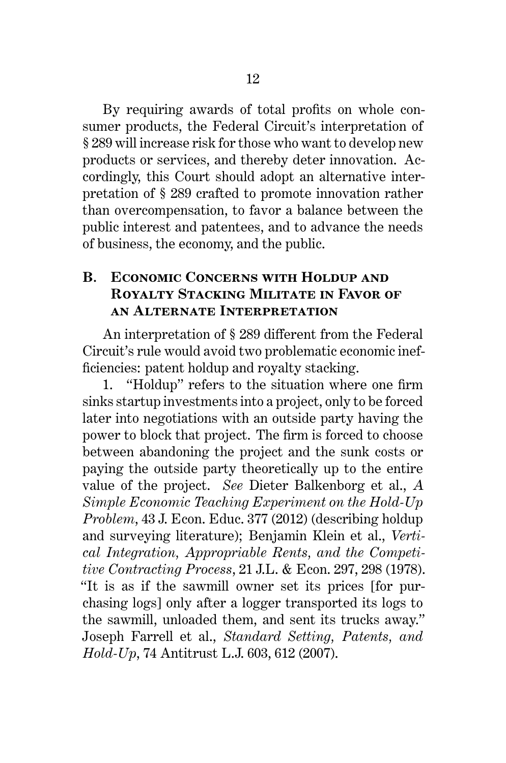By requiring awards of total profits on whole consumer products, the Federal Circuit's interpretation of § 289 will increase risk for those who want to develop new products or services, and thereby deter innovation. Accordingly, this Court should adopt an alternative interpretation of § 289 crafted to promote innovation rather than overcompensation, to favor a balance between the public interest and patentees, and to advance the needs of business, the economy, and the public.

### B. Economic Concerns with Holdup and Royalty Stacking Militate in Favor of an Alternate Interpretation

An interpretation of § 289 different from the Federal Circuit's rule would avoid two problematic economic inefficiencies: patent holdup and royalty stacking.

1. "Holdup" refers to the situation where one firm sinks startup investments into a project, only to be forced later into negotiations with an outside party having the power to block that project. The firm is forced to choose between abandoning the project and the sunk costs or paying the outside party theoretically up to the entire value of the project. *See* Dieter Balkenborg et al., *A Simple Economic Teaching Experiment on the Hold-Up Problem*, 43 J. Econ. Educ. 377 (2012) (describing holdup and surveying literature); Benjamin Klein et al., *Vertical Integration, Appropriable Rents, and the Competitive Contracting Process*, 21 J.L. & Econ. 297, 298 (1978). "It is as if the sawmill owner set its prices [for purchasing logs] only after a logger transported its logs to the sawmill, unloaded them, and sent its trucks away." Joseph Farrell et al., *Standard Setting, Patents, and Hold-Up*, 74 Antitrust L.J. 603, 612 (2007).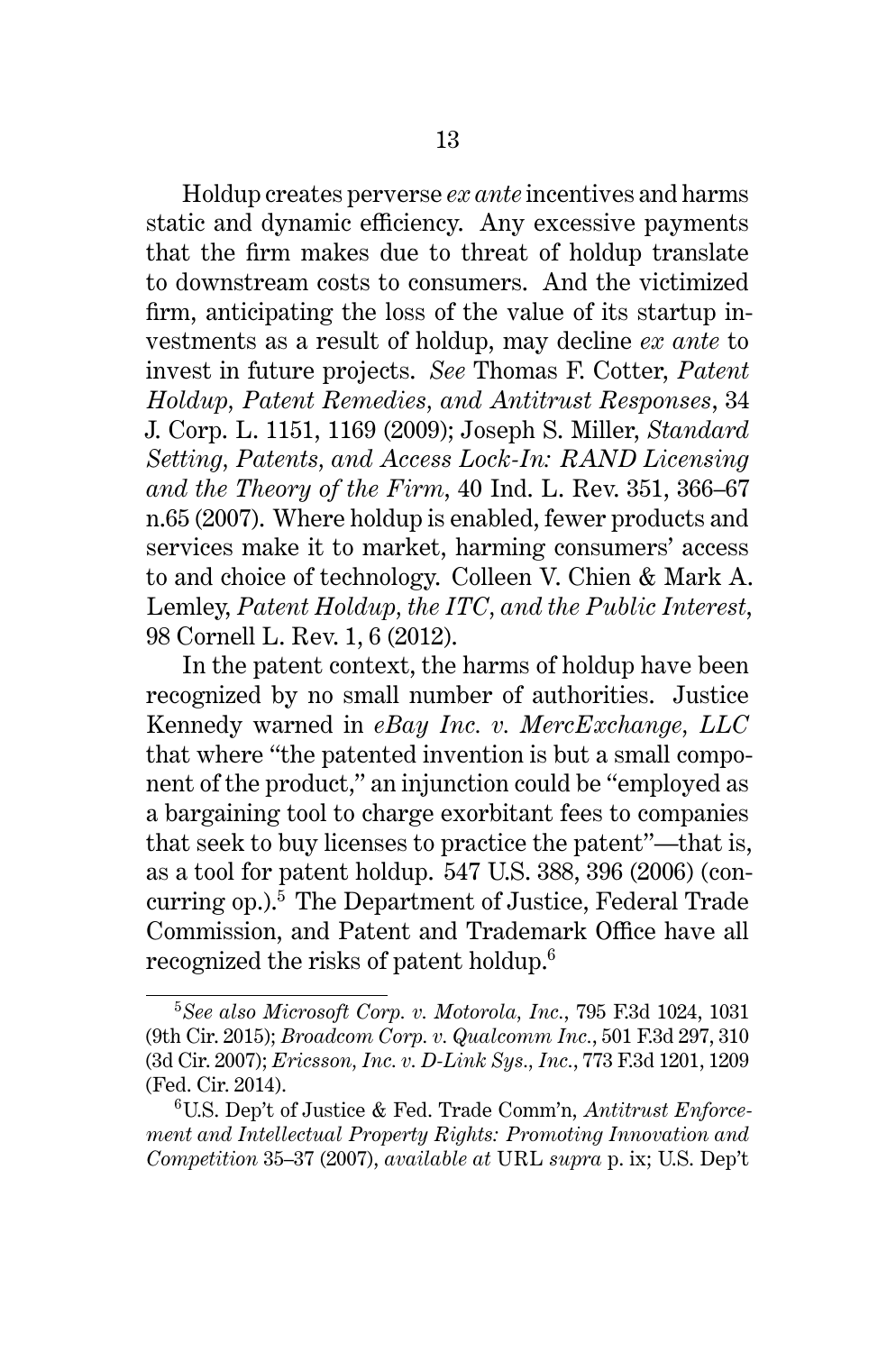Holdup creates perverse *ex ante* incentives and harms static and dynamic efficiency. Any excessive payments that the firm makes due to threat of holdup translate to downstream costs to consumers. And the victimized firm, anticipating the loss of the value of its startup investments as a result of holdup, may decline *ex ante* to invest in future projects. *See* Thomas F. Cotter, *Patent Holdup, Patent Remedies, and Antitrust Responses*, 34 J. Corp. L. 1151, 1169 (2009); Joseph S. Miller, *Standard Setting, Patents, and Access Lock-In: RAND Licensing and the Theory of the Firm*, 40 Ind. L. Rev. 351, 366–67 n.65 (2007). Where holdup is enabled, fewer products and services make it to market, harming consumers' access to and choice of technology. Colleen V. Chien & Mark A. Lemley, *Patent Holdup, the ITC, and the Public Interest*, 98 Cornell L. Rev. 1, 6 (2012).

In the patent context, the harms of holdup have been recognized by no small number of authorities. Justice Kennedy warned in *eBay Inc. v. MercExchange, LLC* that where "the patented invention is but a small component of the product," an injunction could be "employed as a bargaining tool to charge exorbitant fees to companies that seek to buy licenses to practice the patent"—that is, as a tool for patent holdup. 547 U.S. 388, 396 (2006) (concurring op.).[5] The Department of Justice, Federal Trade Commission, and Patent and Trademark Office have all recognized the risks of patent holdup.[6]

---

[5] *See also Microsoft Corp. v. Motorola, Inc.*, 795 F.3d 1024, 1031 (9th Cir. 2015); *Broadcom Corp. v. Qualcomm Inc.*, 501 F.3d 297, 310 (3d Cir. 2007); *Ericsson, Inc. v. D-Link Sys., Inc.*, 773 F.3d 1201, 1209 (Fed. Cir. 2014).

[6] U.S. Dep't of Justice & Fed. Trade Comm'n, *Antitrust Enforcement and Intellectual Property Rights: Promoting Innovation and Competition* 35–37 (2007), *available at* URL *supra* p. ix; U.S. Dep't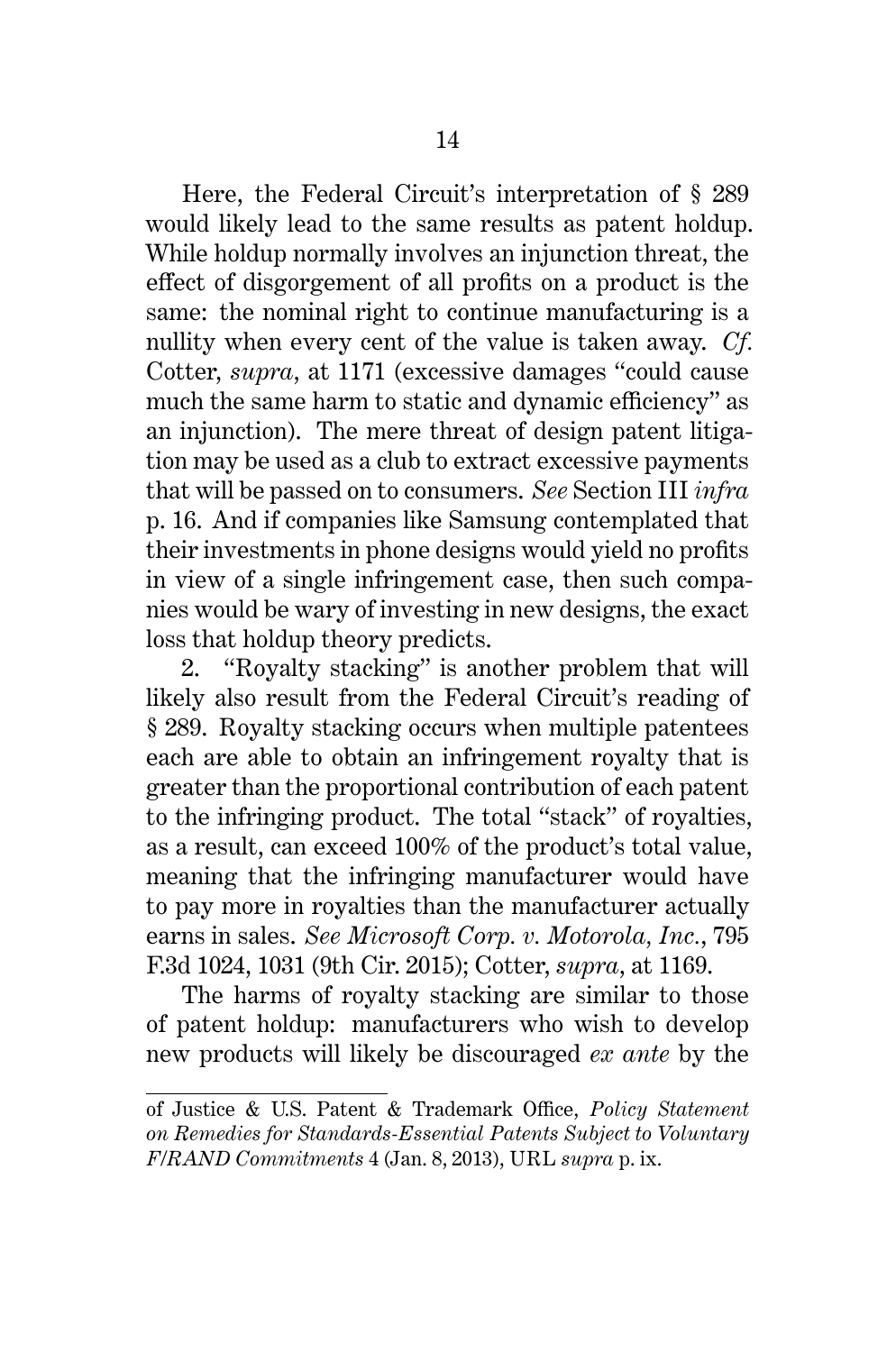Here, the Federal Circuit's interpretation of § 289 would likely lead to the same results as patent holdup. While holdup normally involves an injunction threat, the effect of disgorgement of all profits on a product is the same: the nominal right to continue manufacturing is a nullity when every cent of the value is taken away. *Cf.* Cotter, *supra*, at 1171 (excessive damages "could cause much the same harm to static and dynamic efficiency" as an injunction). The mere threat of design patent litigation may be used as a club to extract excessive payments that will be passed on to consumers. *See* Section III *infra* p. 16. And if companies like Samsung contemplated that their investments in phone designs would yield no profits in view of a single infringement case, then such companies would be wary of investing in new designs, the exact loss that holdup theory predicts.

2. "Royalty stacking" is another problem that will likely also result from the Federal Circuit's reading of § 289. Royalty stacking occurs when multiple patentees each are able to obtain an infringement royalty that is greater than the proportional contribution of each patent to the infringing product. The total "stack" of royalties, as a result, can exceed 100% of the product's total value, meaning that the infringing manufacturer would have to pay more in royalties than the manufacturer actually earns in sales. *See Microsoft Corp. v. Motorola, Inc.*, 795 F.3d 1024, 1031 (9th Cir. 2015); Cotter, *supra*, at 1169.

The harms of royalty stacking are similar to those of patent holdup: manufacturers who wish to develop new products will likely be discouraged *ex ante* by the

---

of Justice & U.S. Patent & Trademark Office, *Policy Statement on Remedies for Standards-Essential Patents Subject to Voluntary F/RAND Commitments* 4 (Jan. 8, 2013), URL *supra* p. ix.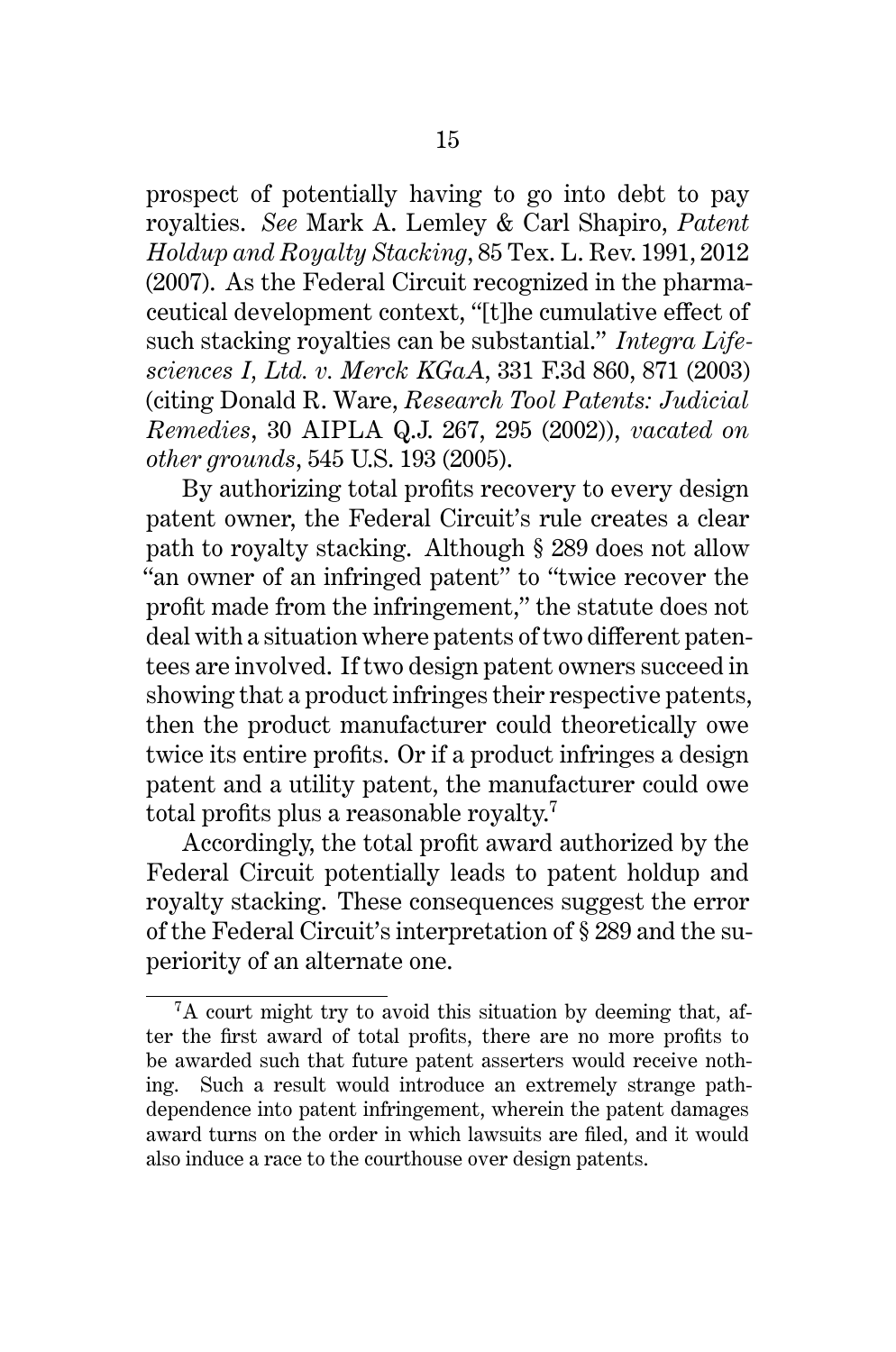prospect of potentially having to go into debt to pay royalties. *See* Mark A. Lemley & Carl Shapiro, *Patent Holdup and Royalty Stacking*, 85 Tex. L. Rev. 1991, 2012 (2007). As the Federal Circuit recognized in the pharmaceutical development context, "[t]he cumulative effect of such stacking royalties can be substantial." *Integra Lifesciences I, Ltd. v. Merck KGaA*, 331 F.3d 860, 871 (2003) (citing Donald R. Ware, *Research Tool Patents: Judicial Remedies*, 30 AIPLA Q.J. 267, 295 (2002)), *vacated on other grounds*, 545 U.S. 193 (2005).

By authorizing total profits recovery to every design patent owner, the Federal Circuit's rule creates a clear path to royalty stacking. Although § 289 does not allow "an owner of an infringed patent" to "twice recover the profit made from the infringement," the statute does not deal with a situation where patents of two different patentees are involved. If two design patent owners succeed in showing that a product infringes their respective patents, then the product manufacturer could theoretically owe twice its entire profits. Or if a product infringes a design patent and a utility patent, the manufacturer could owe total profits plus a reasonable royalty.[7]

Accordingly, the total profit award authorized by the Federal Circuit potentially leads to patent holdup and royalty stacking. These consequences suggest the error of the Federal Circuit's interpretation of § 289 and the superiority of an alternate one.

---

[7] A court might try to avoid this situation by deeming that, after the first award of total profits, there are no more profits to be awarded such that future patent asserters would receive nothing. Such a result would introduce an extremely strange path-dependence into patent infringement, wherein the patent damages award turns on the order in which lawsuits are filed, and it would also induce a race to the courthouse over design patents.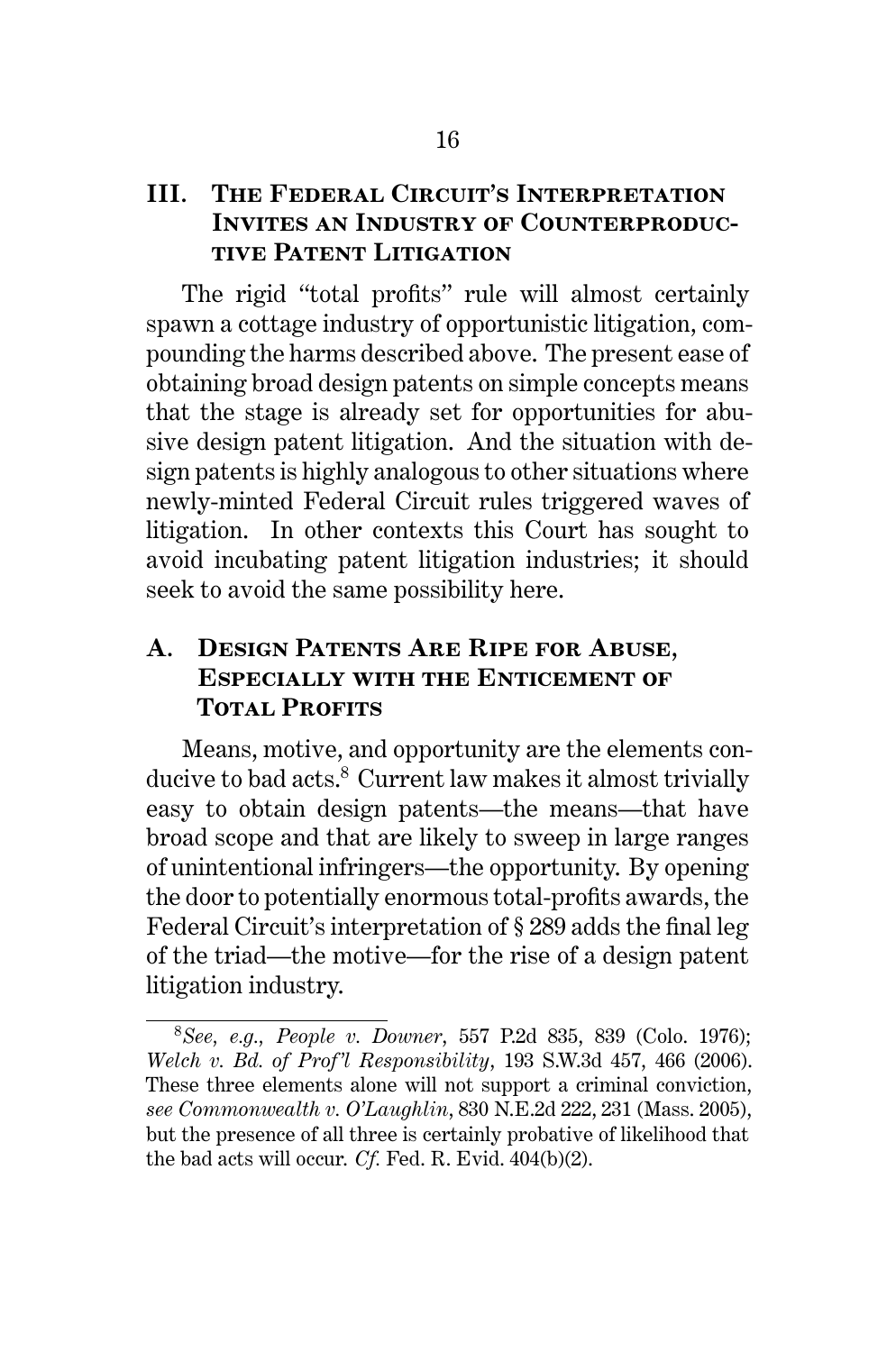## III. The Federal Circuit's Interpretation Invites an Industry of Counterproductive Patent Litigation

The rigid "total profits" rule will almost certainly spawn a cottage industry of opportunistic litigation, compounding the harms described above. The present ease of obtaining broad design patents on simple concepts means that the stage is already set for opportunities for abusive design patent litigation. And the situation with design patents is highly analogous to other situations where newly-minted Federal Circuit rules triggered waves of litigation. In other contexts this Court has sought to avoid incubating patent litigation industries; it should seek to avoid the same possibility here.

### A. Design Patents Are Ripe for Abuse, Especially with the Enticement of Total Profits

Means, motive, and opportunity are the elements conducive to bad acts.[8] Current law makes it almost trivially easy to obtain design patents—the means—that have broad scope and that are likely to sweep in large ranges of unintentional infringers—the opportunity. By opening the door to potentially enormous total-profits awards, the Federal Circuit's interpretation of § 289 adds the final leg of the triad—the motive—for the rise of a design patent litigation industry.

---

[8] *See, e.g., People v. Downer*, 557 P.2d 835, 839 (Colo. 1976); *Welch v. Bd. of Prof'l Responsibility*, 193 S.W.3d 457, 466 (2006). These three elements alone will not support a criminal conviction, *see Commonwealth v. O'Laughlin*, 830 N.E.2d 222, 231 (Mass. 2005), but the presence of all three is certainly probative of likelihood that the bad acts will occur. *Cf.* Fed. R. Evid. 404(b)(2).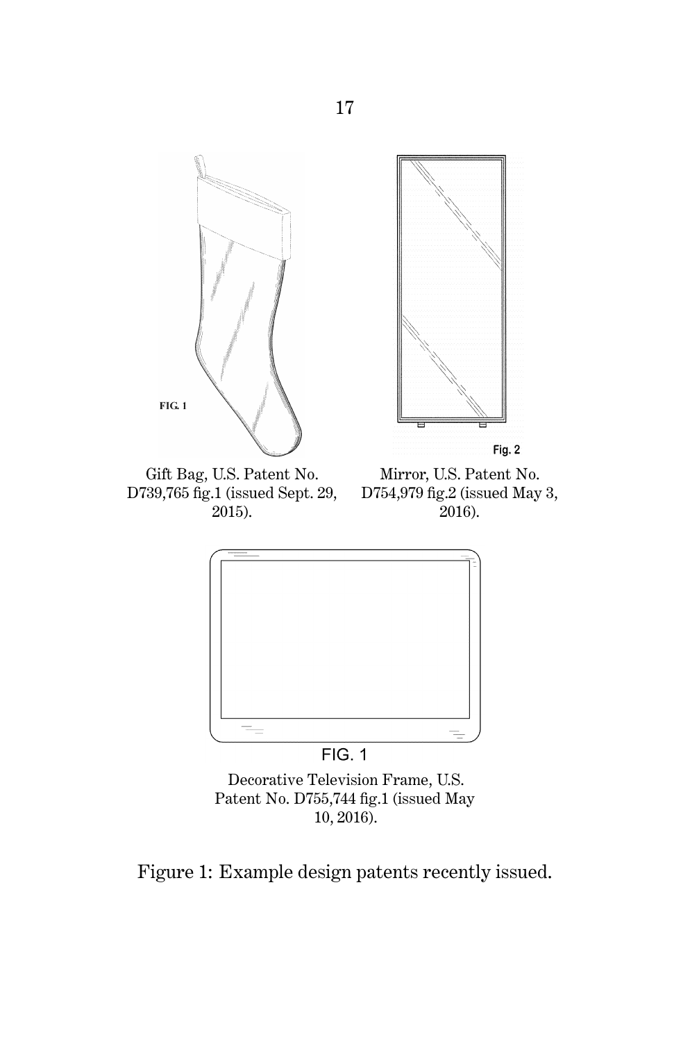FIG. 1

Gift Bag, U.S. Patent No. D739,765 fig.1 (issued Sept. 29, 2015).

Fig. 2

Mirror, U.S. Patent No. D754,979 fig.2 (issued May 3, 2016).

FIG. 1

Decorative Television Frame, U.S. Patent No. D755,744 fig.1 (issued May 10, 2016).

Figure 1: Example design patents recently issued.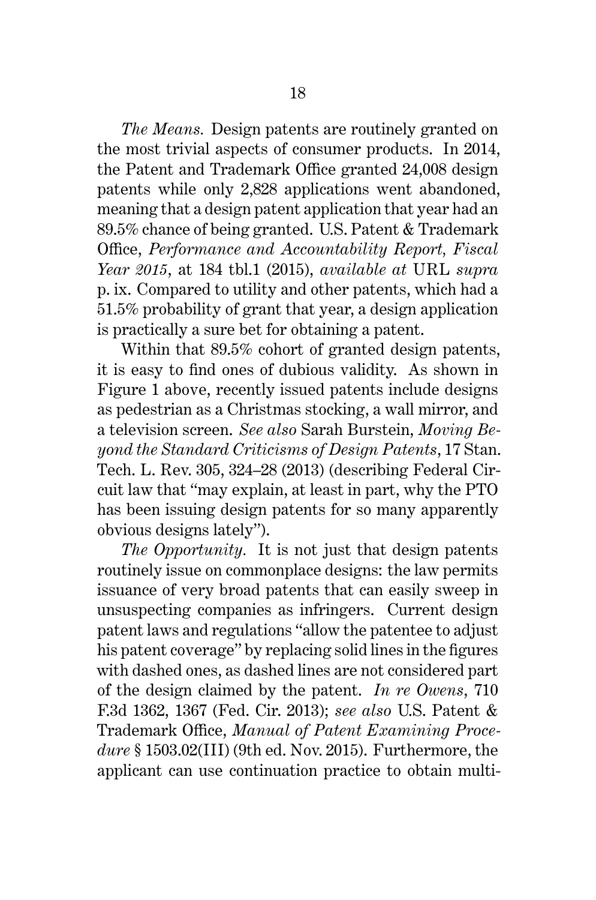*The Means.* Design patents are routinely granted on the most trivial aspects of consumer products. In 2014, the Patent and Trademark Office granted 24,008 design patents while only 2,828 applications went abandoned, meaning that a design patent application that year had an 89.5% chance of being granted. U.S. Patent & Trademark Office, *Performance and Accountability Report, Fiscal Year 2015*, at 184 tbl.1 (2015), *available at* URL *supra* p. ix. Compared to utility and other patents, which had a 51.5% probability of grant that year, a design application is practically a sure bet for obtaining a patent.

Within that 89.5% cohort of granted design patents, it is easy to find ones of dubious validity. As shown in Figure 1 above, recently issued patents include designs as pedestrian as a Christmas stocking, a wall mirror, and a television screen. *See also* Sarah Burstein, *Moving Beyond the Standard Criticisms of Design Patents*, 17 Stan. Tech. L. Rev. 305, 324–28 (2013) (describing Federal Circuit law that "may explain, at least in part, why the PTO has been issuing design patents for so many apparently obvious designs lately").

*The Opportunity.* It is not just that design patents routinely issue on commonplace designs: the law permits issuance of very broad patents that can easily sweep in unsuspecting companies as infringers. Current design patent laws and regulations "allow the patentee to adjust his patent coverage" by replacing solid lines in the figures with dashed ones, as dashed lines are not considered part of the design claimed by the patent. *In re Owens*, 710 F.3d 1362, 1367 (Fed. Cir. 2013); *see also* U.S. Patent & Trademark Office, *Manual of Patent Examining Procedure* § 1503.02(III) (9th ed. Nov. 2015). Furthermore, the applicant can use continuation practice to obtain multi-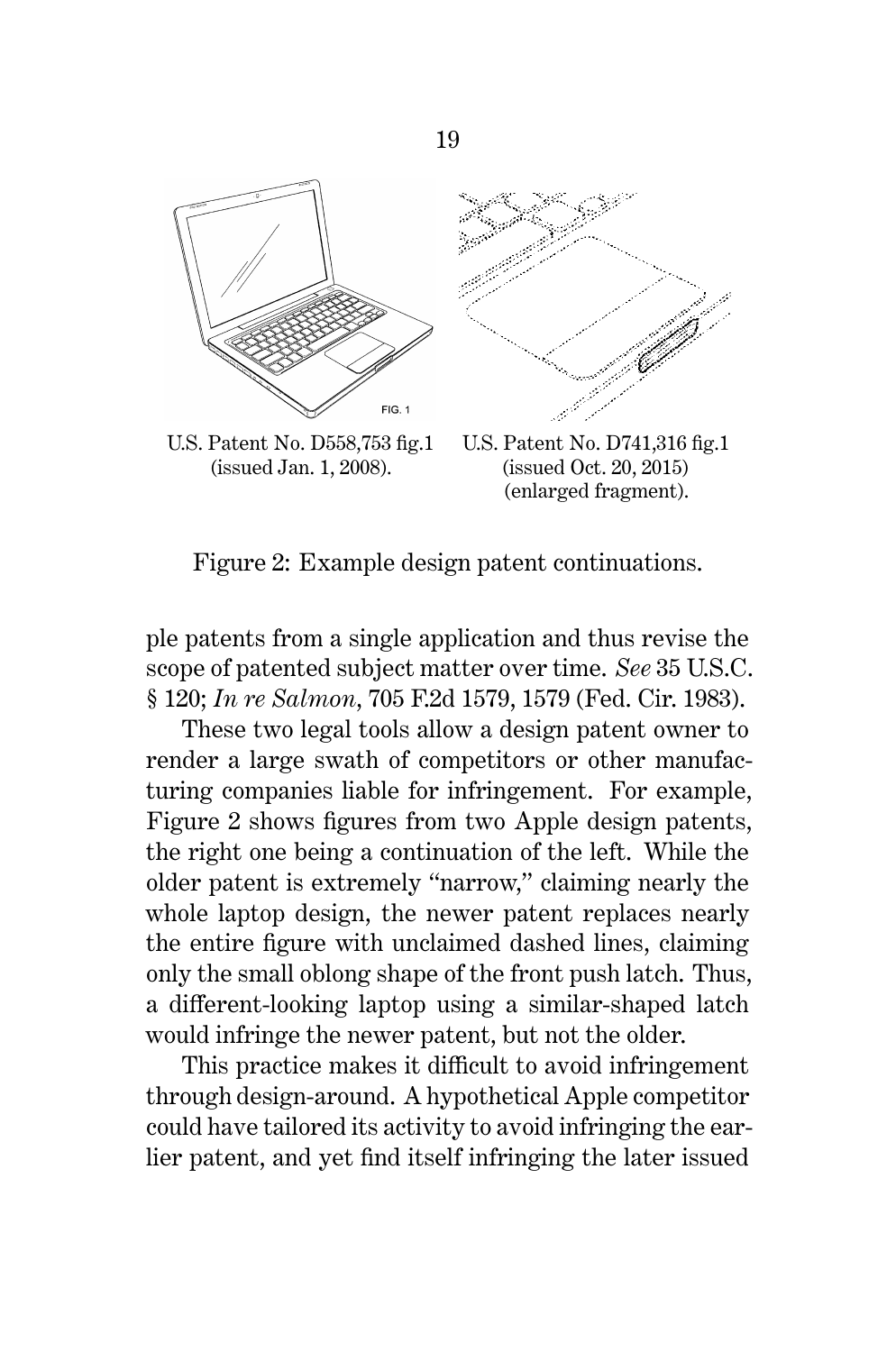U.S. Patent No. D558,753 fig.1 (issued Jan. 1, 2008).

U.S. Patent No. D741,316 fig.1 (issued Oct. 20, 2015) (enlarged fragment).

Figure 2: Example design patent continuations.

ple patents from a single application and thus revise the scope of patented subject matter over time. *See* 35 U.S.C. § 120; *In re Salmon*, 705 F.2d 1579, 1579 (Fed. Cir. 1983).

These two legal tools allow a design patent owner to render a large swath of competitors or other manufacturing companies liable for infringement. For example, Figure 2 shows figures from two Apple design patents, the right one being a continuation of the left. While the older patent is extremely "narrow," claiming nearly the whole laptop design, the newer patent replaces nearly the entire figure with unclaimed dashed lines, claiming only the small oblong shape of the front push latch. Thus, a different-looking laptop using a similar-shaped latch would infringe the newer patent, but not the older.

This practice makes it difficult to avoid infringement through design-around. A hypothetical Apple competitor could have tailored its activity to avoid infringing the earlier patent, and yet find itself infringing the later issued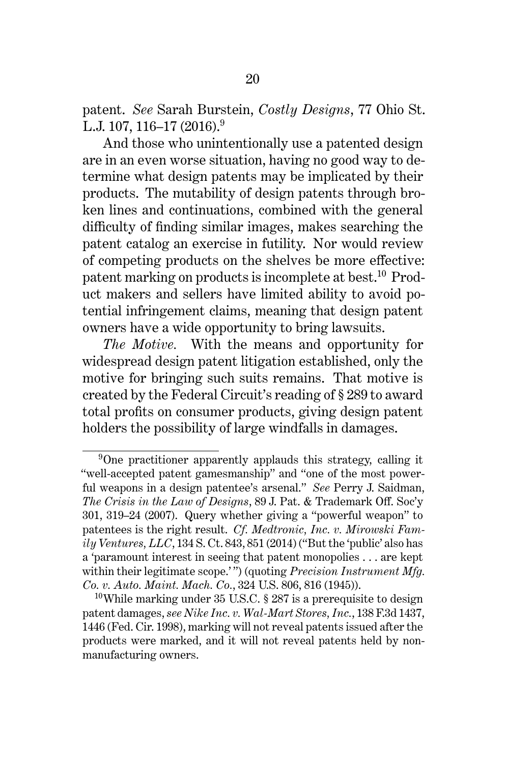patent. *See* Sarah Burstein, *Costly Designs*, 77 Ohio St. L.J. 107, 116–17 (2016).[9]

And those who unintentionally use a patented design are in an even worse situation, having no good way to determine what design patents may be implicated by their products. The mutability of design patents through broken lines and continuations, combined with the general difficulty of finding similar images, makes searching the patent catalog an exercise in futility. Nor would review of competing products on the shelves be more effective: patent marking on products is incomplete at best.[10] Product makers and sellers have limited ability to avoid potential infringement claims, meaning that design patent owners have a wide opportunity to bring lawsuits.

*The Motive.* With the means and opportunity for widespread design patent litigation established, only the motive for bringing such suits remains. That motive is created by the Federal Circuit's reading of § 289 to award total profits on consumer products, giving design patent holders the possibility of large windfalls in damages.

---

[9] One practitioner apparently applauds this strategy, calling it "well-accepted patent gamesmanship" and "one of the most powerful weapons in a design patentee's arsenal." *See* Perry J. Saidman, *The Crisis in the Law of Designs*, 89 J. Pat. & Trademark Off. Soc'y 301, 319–24 (2007). Query whether giving a "powerful weapon" to patentees is the right result. *Cf. Medtronic, Inc. v. Mirowski Family Ventures, LLC*, 134 S. Ct. 843, 851 (2014) ("But the 'public' also has a 'paramount interest in seeing that patent monopolies . . . are kept within their legitimate scope.'") (quoting *Precision Instrument Mfg. Co. v. Auto. Maint. Mach. Co.*, 324 U.S. 806, 816 (1945)).

[10] While marking under 35 U.S.C. § 287 is a prerequisite to design patent damages, *see Nike Inc. v. Wal-Mart Stores, Inc.*, 138 F.3d 1437, 1446 (Fed. Cir. 1998), marking will not reveal patents issued after the products were marked, and it will not reveal patents held by non-manufacturing owners.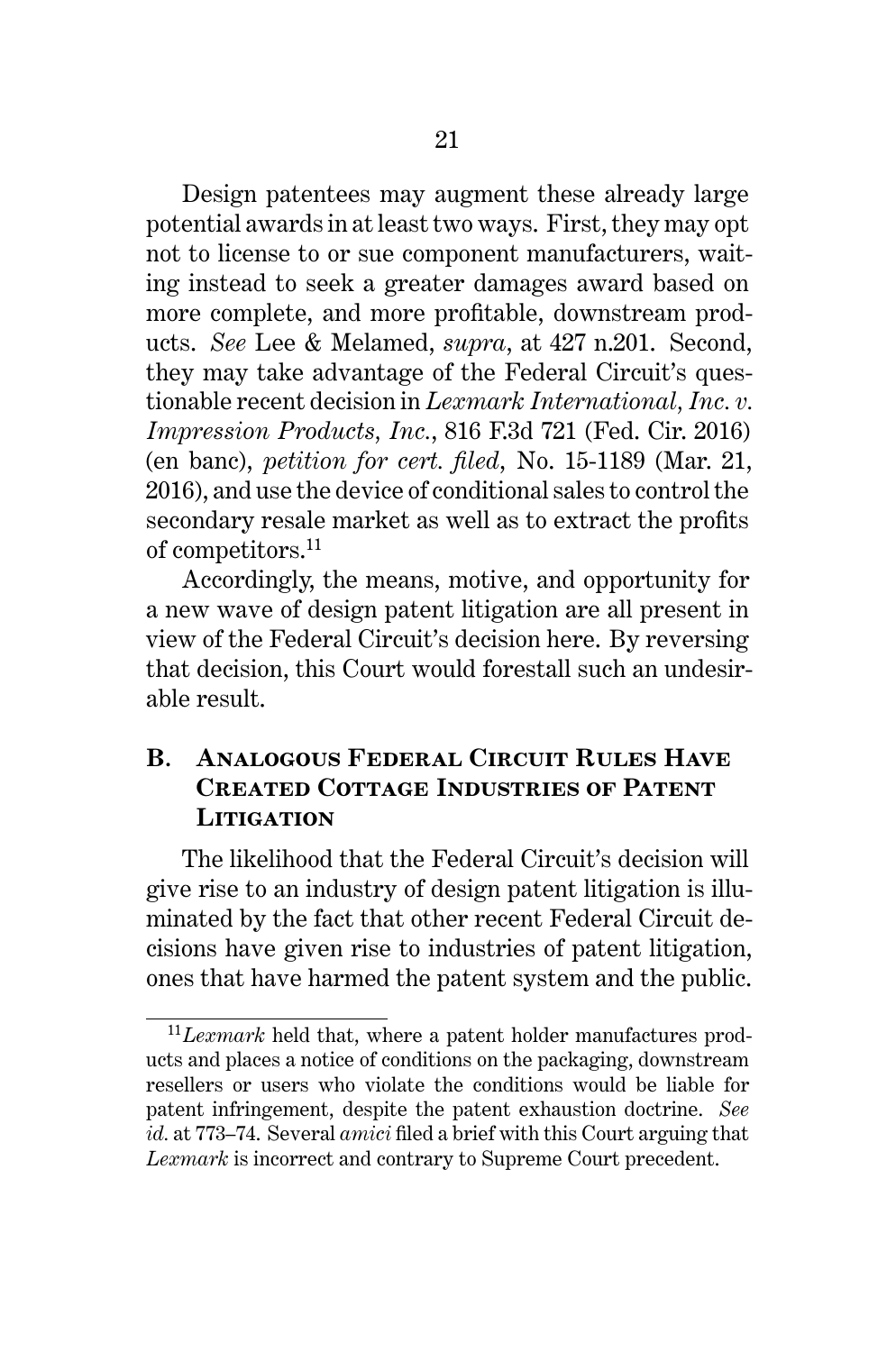Design patentees may augment these already large potential awards in at least two ways. First, they may opt not to license to or sue component manufacturers, waiting instead to seek a greater damages award based on more complete, and more profitable, downstream products. *See* Lee & Melamed, *supra*, at 427 n.201. Second, they may take advantage of the Federal Circuit's questionable recent decision in *Lexmark International, Inc. v. Impression Products, Inc.*, 816 F.3d 721 (Fed. Cir. 2016) (en banc), *petition for cert. filed*, No. 15-1189 (Mar. 21, 2016), and use the device of conditional sales to control the secondary resale market as well as to extract the profits of competitors.[11]

Accordingly, the means, motive, and opportunity for a new wave of design patent litigation are all present in view of the Federal Circuit's decision here. By reversing that decision, this Court would forestall such an undesirable result.

## B. Analogous Federal Circuit Rules Have Created Cottage Industries of Patent Litigation

The likelihood that the Federal Circuit's decision will give rise to an industry of design patent litigation is illuminated by the fact that other recent Federal Circuit decisions have given rise to industries of patent litigation, ones that have harmed the patent system and the public.

[11] *Lexmark* held that, where a patent holder manufactures products and places a notice of conditions on the packaging, downstream resellers or users who violate the conditions would be liable for patent infringement, despite the patent exhaustion doctrine. *See id.* at 773–74. Several *amici* filed a brief with this Court arguing that *Lexmark* is incorrect and contrary to Supreme Court precedent.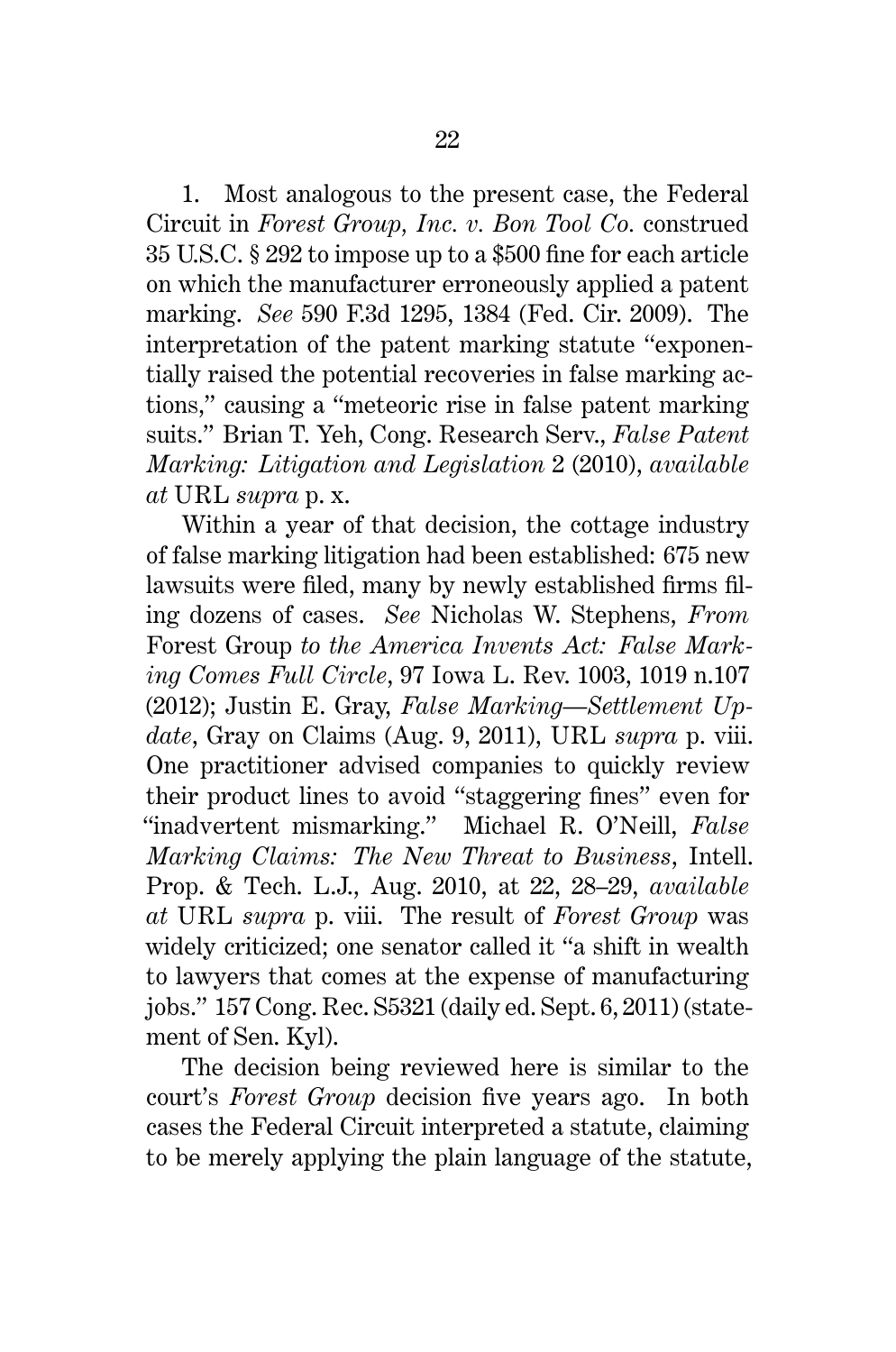1. Most analogous to the present case, the Federal Circuit in *Forest Group, Inc. v. Bon Tool Co.* construed 35 U.S.C. § 292 to impose up to a $500 fine for each article on which the manufacturer erroneously applied a patent marking. *See* 590 F.3d 1295, 1384 (Fed. Cir. 2009). The interpretation of the patent marking statute "exponentially raised the potential recoveries in false marking actions," causing a "meteoric rise in false patent marking suits." Brian T. Yeh, Cong. Research Serv., *False Patent Marking: Litigation and Legislation* 2 (2010), *available at* URL *supra* p. x.

Within a year of that decision, the cottage industry of false marking litigation had been established: 675 new lawsuits were filed, many by newly established firms filing dozens of cases. *See* Nicholas W. Stephens, *From* Forest Group *to the America Invents Act: False Marking Comes Full Circle*, 97 Iowa L. Rev. 1003, 1019 n.107 (2012); Justin E. Gray, *False Marking—Settlement Update*, Gray on Claims (Aug. 9, 2011), URL *supra* p. viii. One practitioner advised companies to quickly review their product lines to avoid "staggering fines" even for "inadvertent mismarking." Michael R. O'Neill, *False Marking Claims: The New Threat to Business*, Intell. Prop. & Tech. L.J., Aug. 2010, at 22, 28–29, *available at* URL *supra* p. viii. The result of *Forest Group* was widely criticized; one senator called it "a shift in wealth to lawyers that comes at the expense of manufacturing jobs." 157 Cong. Rec. S5321 (daily ed. Sept. 6, 2011) (statement of Sen. Kyl).

The decision being reviewed here is similar to the court's *Forest Group* decision five years ago. In both cases the Federal Circuit interpreted a statute, claiming to be merely applying the plain language of the statute,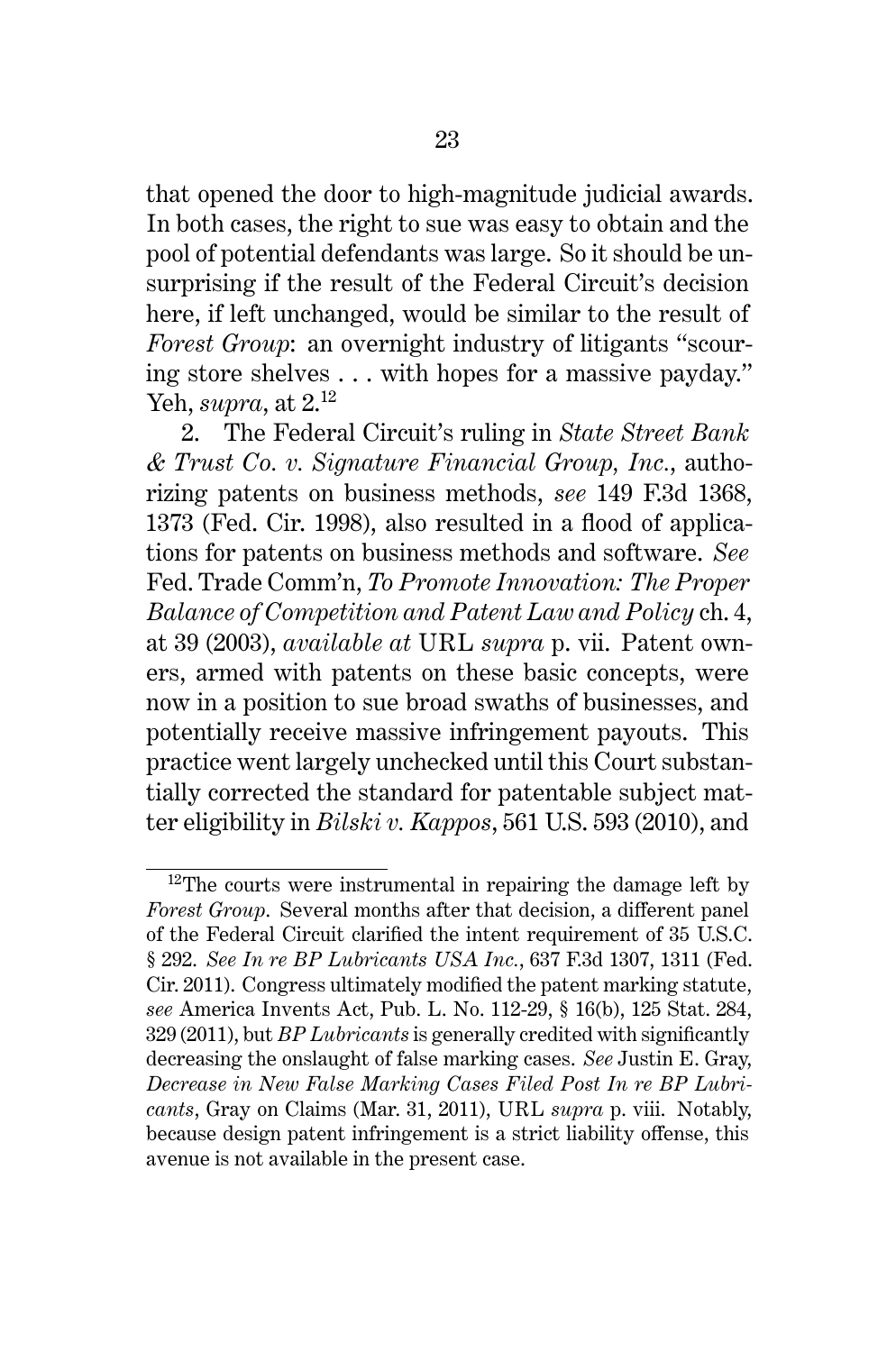that opened the door to high-magnitude judicial awards. In both cases, the right to sue was easy to obtain and the pool of potential defendants was large. So it should be unsurprising if the result of the Federal Circuit's decision here, if left unchanged, would be similar to the result of *Forest Group*: an overnight industry of litigants "scouring store shelves . . . with hopes for a massive payday." Yeh, *supra*, at 2.[12]

2. The Federal Circuit's ruling in *State Street Bank & Trust Co. v. Signature Financial Group, Inc.*, authorizing patents on business methods, *see* 149 F.3d 1368, 1373 (Fed. Cir. 1998), also resulted in a flood of applications for patents on business methods and software. *See* Fed. Trade Comm'n, *To Promote Innovation: The Proper Balance of Competition and Patent Law and Policy* ch. 4, at 39 (2003), *available at* URL *supra* p. vii. Patent owners, armed with patents on these basic concepts, were now in a position to sue broad swaths of businesses, and potentially receive massive infringement payouts. This practice went largely unchecked until this Court substantially corrected the standard for patentable subject matter eligibility in *Bilski v. Kappos*, 561 U.S. 593 (2010), and

---

[12]The courts were instrumental in repairing the damage left by *Forest Group*. Several months after that decision, a different panel of the Federal Circuit clarified the intent requirement of 35 U.S.C. § 292. *See In re BP Lubricants USA Inc.*, 637 F.3d 1307, 1311 (Fed. Cir. 2011). Congress ultimately modified the patent marking statute, *see* America Invents Act, Pub. L. No. 112-29, § 16(b), 125 Stat. 284, 329 (2011), but *BP Lubricants* is generally credited with significantly decreasing the onslaught of false marking cases. *See* Justin E. Gray, *Decrease in New False Marking Cases Filed Post In re BP Lubricants*, Gray on Claims (Mar. 31, 2011), URL *supra* p. viii. Notably, because design patent infringement is a strict liability offense, this avenue is not available in the present case.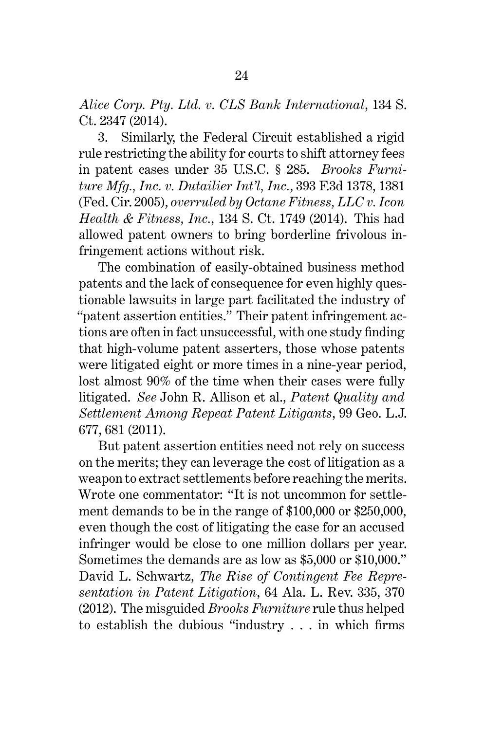*Alice Corp. Pty. Ltd. v. CLS Bank International*, 134 S. Ct. 2347 (2014).

3. Similarly, the Federal Circuit established a rigid rule restricting the ability for courts to shift attorney fees in patent cases under 35 U.S.C. § 285. *Brooks Furniture Mfg., Inc. v. Dutailier Int'l, Inc.*, 393 F.3d 1378, 1381 (Fed. Cir. 2005), *overruled by Octane Fitness, LLC v. Icon Health & Fitness, Inc.*, 134 S. Ct. 1749 (2014). This had allowed patent owners to bring borderline frivolous infringement actions without risk.

The combination of easily-obtained business method patents and the lack of consequence for even highly questionable lawsuits in large part facilitated the industry of "patent assertion entities." Their patent infringement actions are often in fact unsuccessful, with one study finding that high-volume patent asserters, those whose patents were litigated eight or more times in a nine-year period, lost almost 90% of the time when their cases were fully litigated. *See* John R. Allison et al., *Patent Quality and Settlement Among Repeat Patent Litigants*, 99 Geo. L.J. 677, 681 (2011).

But patent assertion entities need not rely on success on the merits; they can leverage the cost of litigation as a weapon to extract settlements before reaching the merits. Wrote one commentator: "It is not uncommon for settlement demands to be in the range of $100,000 or $250,000, even though the cost of litigating the case for an accused infringer would be close to one million dollars per year. Sometimes the demands are as low as $5,000 or $10,000." David L. Schwartz, *The Rise of Contingent Fee Representation in Patent Litigation*, 64 Ala. L. Rev. 335, 370 (2012). The misguided *Brooks Furniture* rule thus helped to establish the dubious "industry . . . in which firms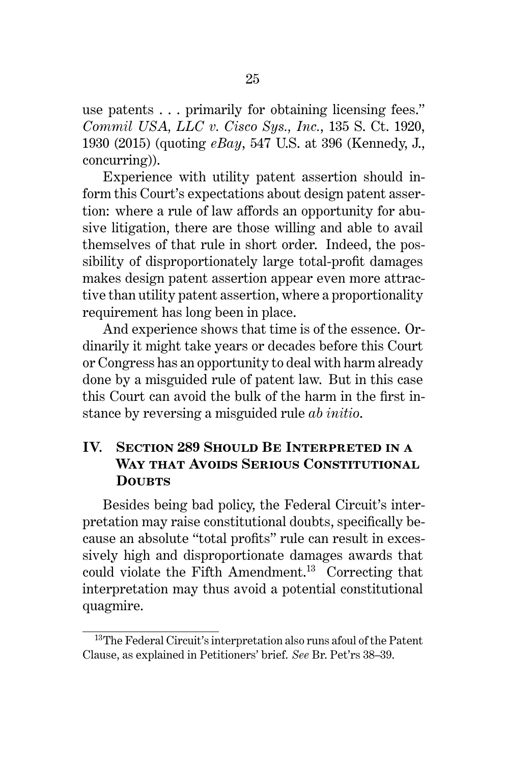use patents . . . primarily for obtaining licensing fees." *Commil USA, LLC v. Cisco Sys., Inc.*, 135 S. Ct. 1920, 1930 (2015) (quoting *eBay*, 547 U.S. at 396 (Kennedy, J., concurring)).

Experience with utility patent assertion should inform this Court's expectations about design patent assertion: where a rule of law affords an opportunity for abusive litigation, there are those willing and able to avail themselves of that rule in short order. Indeed, the possibility of disproportionately large total-profit damages makes design patent assertion appear even more attractive than utility patent assertion, where a proportionality requirement has long been in place.

And experience shows that time is of the essence. Ordinarily it might take years or decades before this Court or Congress has an opportunity to deal with harm already done by a misguided rule of patent law. But in this case this Court can avoid the bulk of the harm in the first instance by reversing a misguided rule *ab initio*.

## IV. Section 289 Should Be Interpreted in a Way that Avoids Serious Constitutional Doubts

Besides being bad policy, the Federal Circuit's interpretation may raise constitutional doubts, specifically because an absolute "total profits" rule can result in excessively high and disproportionate damages awards that could violate the Fifth Amendment.[13] Correcting that interpretation may thus avoid a potential constitutional quagmire.

---

[13] The Federal Circuit's interpretation also runs afoul of the Patent Clause, as explained in Petitioners' brief. *See* Br. Pet'rs 38–39.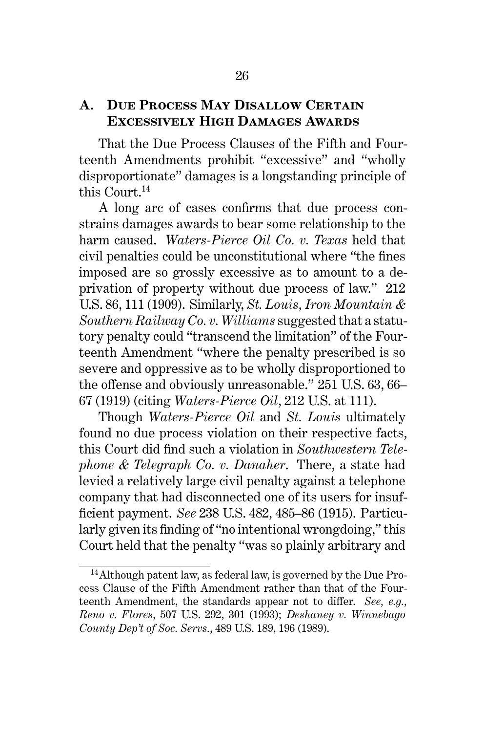## A. Due Process May Disallow Certain Excessively High Damages Awards

That the Due Process Clauses of the Fifth and Fourteenth Amendments prohibit "excessive" and "wholly disproportionate" damages is a longstanding principle of this Court.[14]

A long arc of cases confirms that due process constrains damages awards to bear some relationship to the harm caused. *Waters-Pierce Oil Co. v. Texas* held that civil penalties could be unconstitutional where "the fines imposed are so grossly excessive as to amount to a deprivation of property without due process of law." 212 U.S. 86, 111 (1909). Similarly, *St. Louis, Iron Mountain & Southern Railway Co. v. Williams* suggested that a statutory penalty could "transcend the limitation" of the Fourteenth Amendment "where the penalty prescribed is so severe and oppressive as to be wholly disproportioned to the offense and obviously unreasonable." 251 U.S. 63, 66–67 (1919) (citing *Waters-Pierce Oil*, 212 U.S. at 111).

Though *Waters-Pierce Oil* and *St. Louis* ultimately found no due process violation on their respective facts, this Court did find such a violation in *Southwestern Telephone & Telegraph Co. v. Danaher*. There, a state had levied a relatively large civil penalty against a telephone company that had disconnected one of its users for insufficient payment. *See* 238 U.S. 482, 485–86 (1915). Particularly given its finding of "no intentional wrongdoing," this Court held that the penalty "was so plainly arbitrary and

---

[14] Although patent law, as federal law, is governed by the Due Process Clause of the Fifth Amendment rather than that of the Fourteenth Amendment, the standards appear not to differ. *See, e.g.*, *Reno v. Flores*, 507 U.S. 292, 301 (1993); *Deshaney v. Winnebago County Dep't of Soc. Servs.*, 489 U.S. 189, 196 (1989).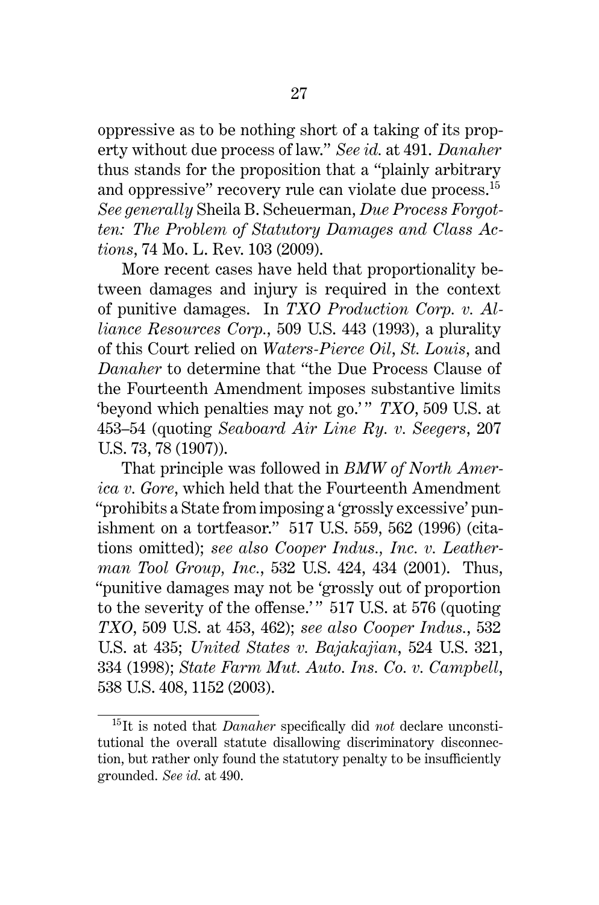oppressive as to be nothing short of a taking of its property without due process of law." *See id.* at 491. *Danaher* thus stands for the proposition that a "plainly arbitrary and oppressive" recovery rule can violate due process.[15] *See generally* Sheila B. Scheuerman, *Due Process Forgotten: The Problem of Statutory Damages and Class Actions*, 74 Mo. L. Rev. 103 (2009).

More recent cases have held that proportionality between damages and injury is required in the context of punitive damages. In *TXO Production Corp. v. Alliance Resources Corp.*, 509 U.S. 443 (1993), a plurality of this Court relied on *Waters-Pierce Oil*, *St. Louis*, and *Danaher* to determine that "the Due Process Clause of the Fourteenth Amendment imposes substantive limits 'beyond which penalties may not go.'" *TXO*, 509 U.S. at 453–54 (quoting *Seaboard Air Line Ry. v. Seegers*, 207 U.S. 73, 78 (1907)).

That principle was followed in *BMW of North America v. Gore*, which held that the Fourteenth Amendment "prohibits a State from imposing a 'grossly excessive' punishment on a tortfeasor." 517 U.S. 559, 562 (1996) (citations omitted); *see also Cooper Indus., Inc. v. Leatherman Tool Group, Inc.*, 532 U.S. 424, 434 (2001). Thus, "punitive damages may not be 'grossly out of proportion to the severity of the offense.'" 517 U.S. at 576 (quoting *TXO*, 509 U.S. at 453, 462); *see also Cooper Indus.*, 532 U.S. at 435; *United States v. Bajakajian*, 524 U.S. 321, 334 (1998); *State Farm Mut. Auto. Ins. Co. v. Campbell*, 538 U.S. 408, 1152 (2003).

[15] It is noted that *Danaher* specifically did *not* declare unconstitutional the overall statute disallowing discriminatory disconnection, but rather only found the statutory penalty to be insufficiently grounded. *See id.* at 490.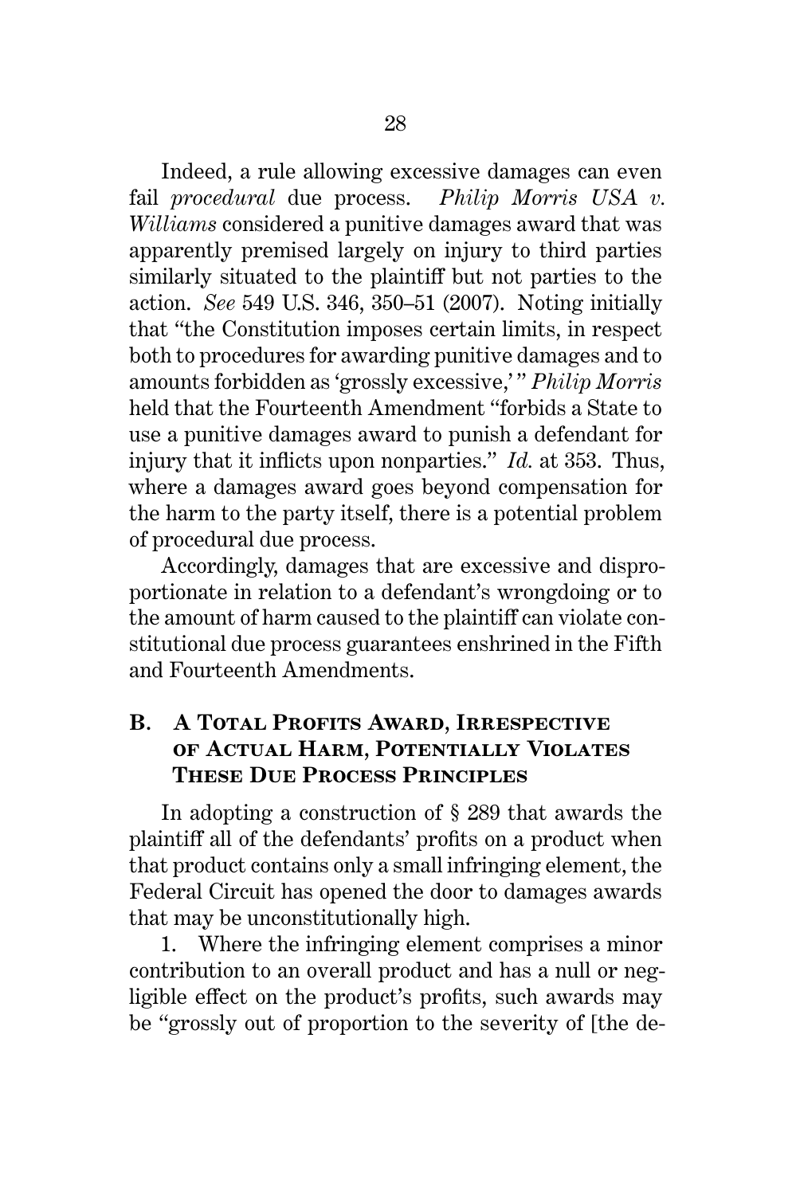Indeed, a rule allowing excessive damages can even fail *procedural* due process. *Philip Morris USA v. Williams* considered a punitive damages award that was apparently premised largely on injury to third parties similarly situated to the plaintiff but not parties to the action. *See* 549 U.S. 346, 350–51 (2007). Noting initially that "the Constitution imposes certain limits, in respect both to procedures for awarding punitive damages and to amounts forbidden as 'grossly excessive,'" *Philip Morris* held that the Fourteenth Amendment "forbids a State to use a punitive damages award to punish a defendant for injury that it inflicts upon nonparties." *Id.* at 353. Thus, where a damages award goes beyond compensation for the harm to the party itself, there is a potential problem of procedural due process.

Accordingly, damages that are excessive and disproportionate in relation to a defendant's wrongdoing or to the amount of harm caused to the plaintiff can violate constitutional due process guarantees enshrined in the Fifth and Fourteenth Amendments.

### B. A Total Profits Award, Irrespective of Actual Harm, Potentially Violates These Due Process Principles

In adopting a construction of § 289 that awards the plaintiff all of the defendants' profits on a product when that product contains only a small infringing element, the Federal Circuit has opened the door to damages awards that may be unconstitutionally high.

1. Where the infringing element comprises a minor contribution to an overall product and has a null or negligible effect on the product's profits, such awards may be "grossly out of proportion to the severity of [the de-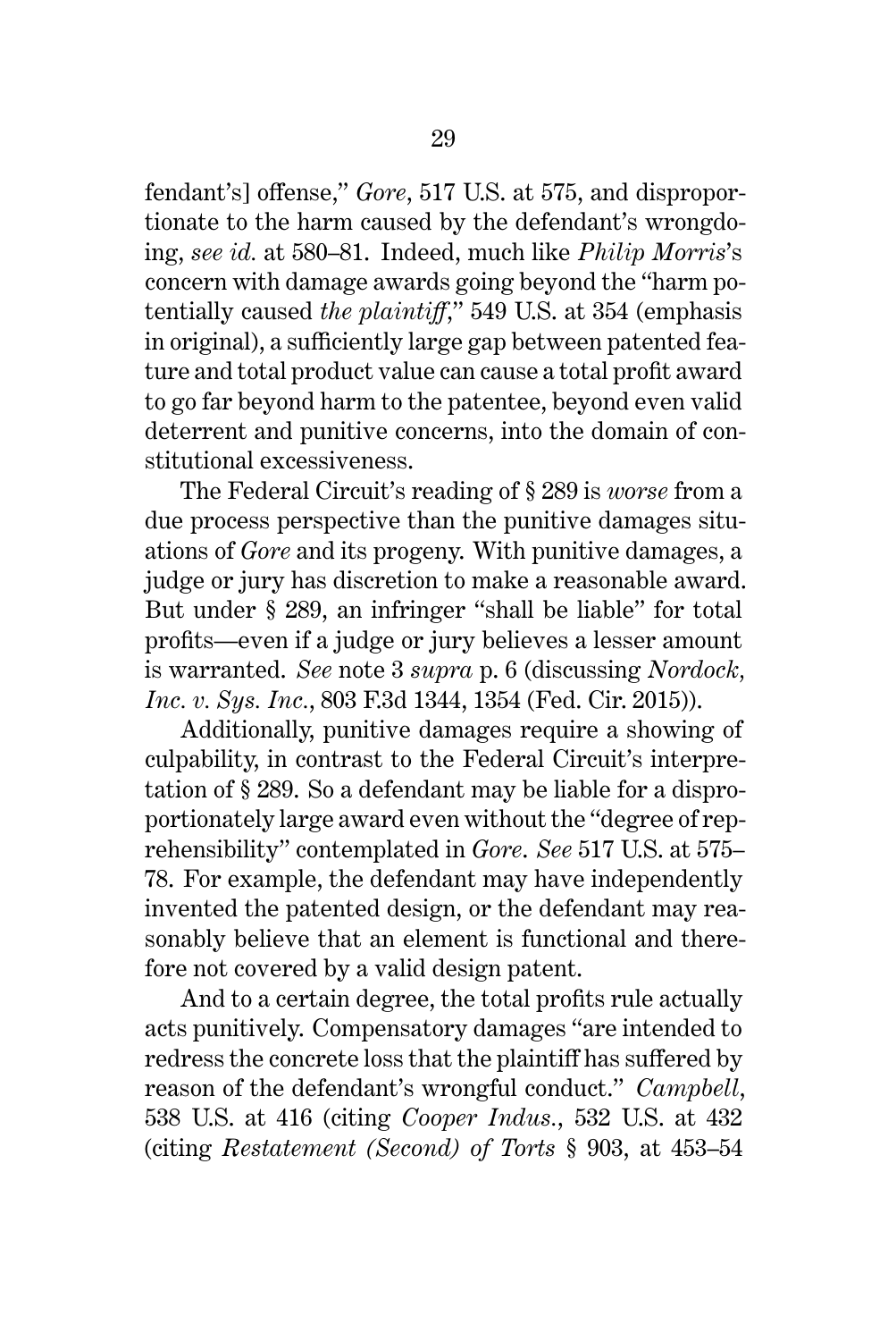fendant's] offense," *Gore*, 517 U.S. at 575, and disproportionate to the harm caused by the defendant's wrongdoing, *see id.* at 580–81. Indeed, much like *Philip Morris*'s concern with damage awards going beyond the "harm potentially caused *the plaintiff*," 549 U.S. at 354 (emphasis in original), a sufficiently large gap between patented feature and total product value can cause a total profit award to go far beyond harm to the patentee, beyond even valid deterrent and punitive concerns, into the domain of constitutional excessiveness.

The Federal Circuit's reading of § 289 is *worse* from a due process perspective than the punitive damages situations of *Gore* and its progeny. With punitive damages, a judge or jury has discretion to make a reasonable award. But under § 289, an infringer "shall be liable" for total profits—even if a judge or jury believes a lesser amount is warranted. *See* note 3 *supra* p. 6 (discussing *Nordock, Inc. v. Sys. Inc.*, 803 F.3d 1344, 1354 (Fed. Cir. 2015)).

Additionally, punitive damages require a showing of culpability, in contrast to the Federal Circuit's interpretation of § 289. So a defendant may be liable for a disproportionately large award even without the "degree of reprehensibility" contemplated in *Gore*. *See* 517 U.S. at 575–78. For example, the defendant may have independently invented the patented design, or the defendant may reasonably believe that an element is functional and therefore not covered by a valid design patent.

And to a certain degree, the total profits rule actually acts punitively. Compensatory damages "are intended to redress the concrete loss that the plaintiff has suffered by reason of the defendant's wrongful conduct." *Campbell*, 538 U.S. at 416 (citing *Cooper Indus.*, 532 U.S. at 432 (citing *Restatement (Second) of Torts* § 903, at 453–54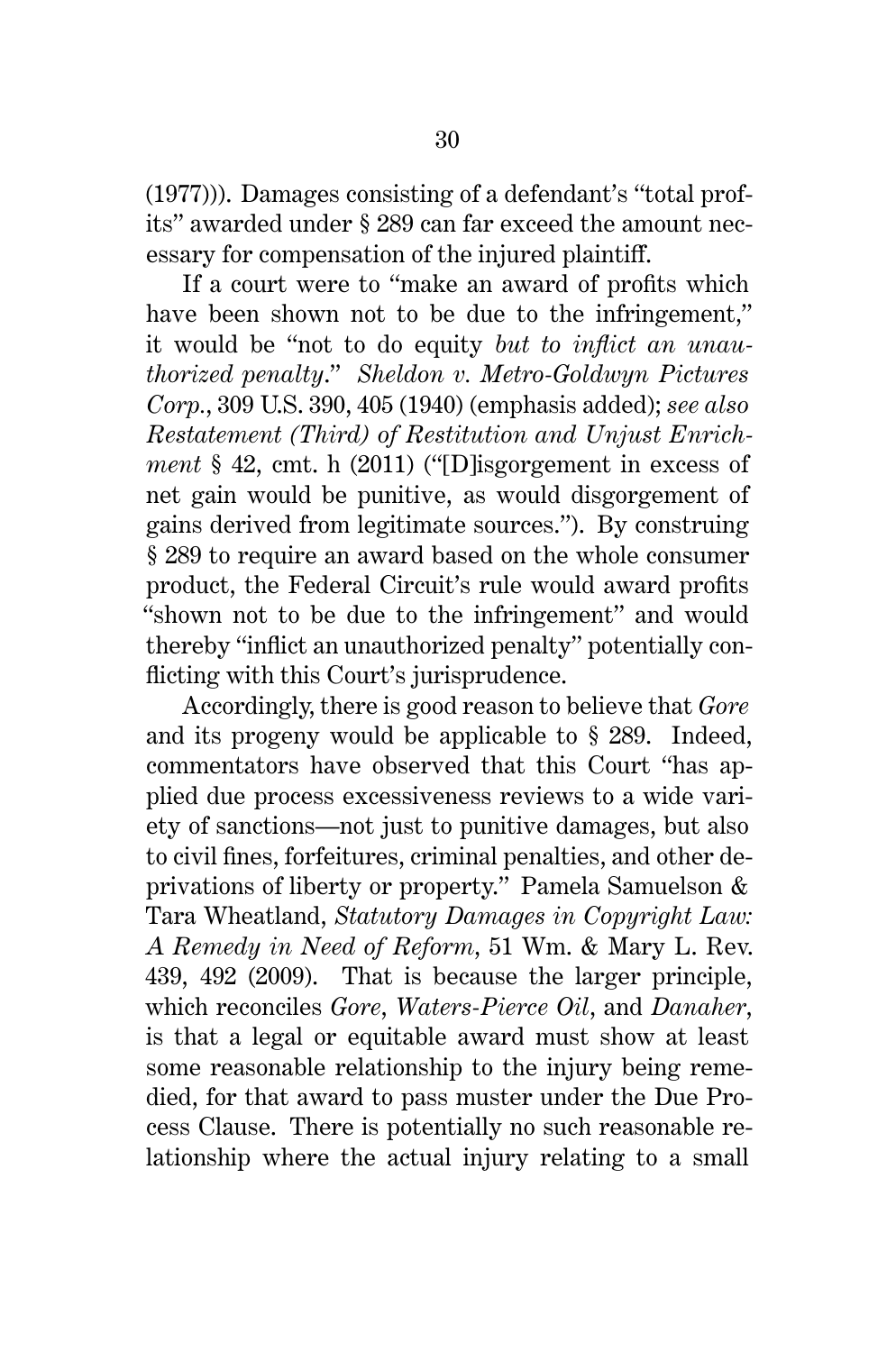(1977))). Damages consisting of a defendant's "total profits" awarded under § 289 can far exceed the amount necessary for compensation of the injured plaintiff.

If a court were to "make an award of profits which have been shown not to be due to the infringement," it would be "not to do equity *but to inflict an unauthorized penalty*." *Sheldon v. Metro-Goldwyn Pictures Corp.*, 309 U.S. 390, 405 (1940) (emphasis added); *see also Restatement (Third) of Restitution and Unjust Enrichment* § 42, cmt. h (2011) ("[D]isgorgement in excess of net gain would be punitive, as would disgorgement of gains derived from legitimate sources."). By construing § 289 to require an award based on the whole consumer product, the Federal Circuit's rule would award profits "shown not to be due to the infringement" and would thereby "inflict an unauthorized penalty" potentially conflicting with this Court's jurisprudence.

Accordingly, there is good reason to believe that *Gore* and its progeny would be applicable to § 289. Indeed, commentators have observed that this Court "has applied due process excessiveness reviews to a wide variety of sanctions—not just to punitive damages, but also to civil fines, forfeitures, criminal penalties, and other deprivations of liberty or property." Pamela Samuelson & Tara Wheatland, *Statutory Damages in Copyright Law: A Remedy in Need of Reform*, 51 Wm. & Mary L. Rev. 439, 492 (2009). That is because the larger principle, which reconciles *Gore*, *Waters-Pierce Oil*, and *Danaher*, is that a legal or equitable award must show at least some reasonable relationship to the injury being remedied, for that award to pass muster under the Due Process Clause. There is potentially no such reasonable relationship where the actual injury relating to a small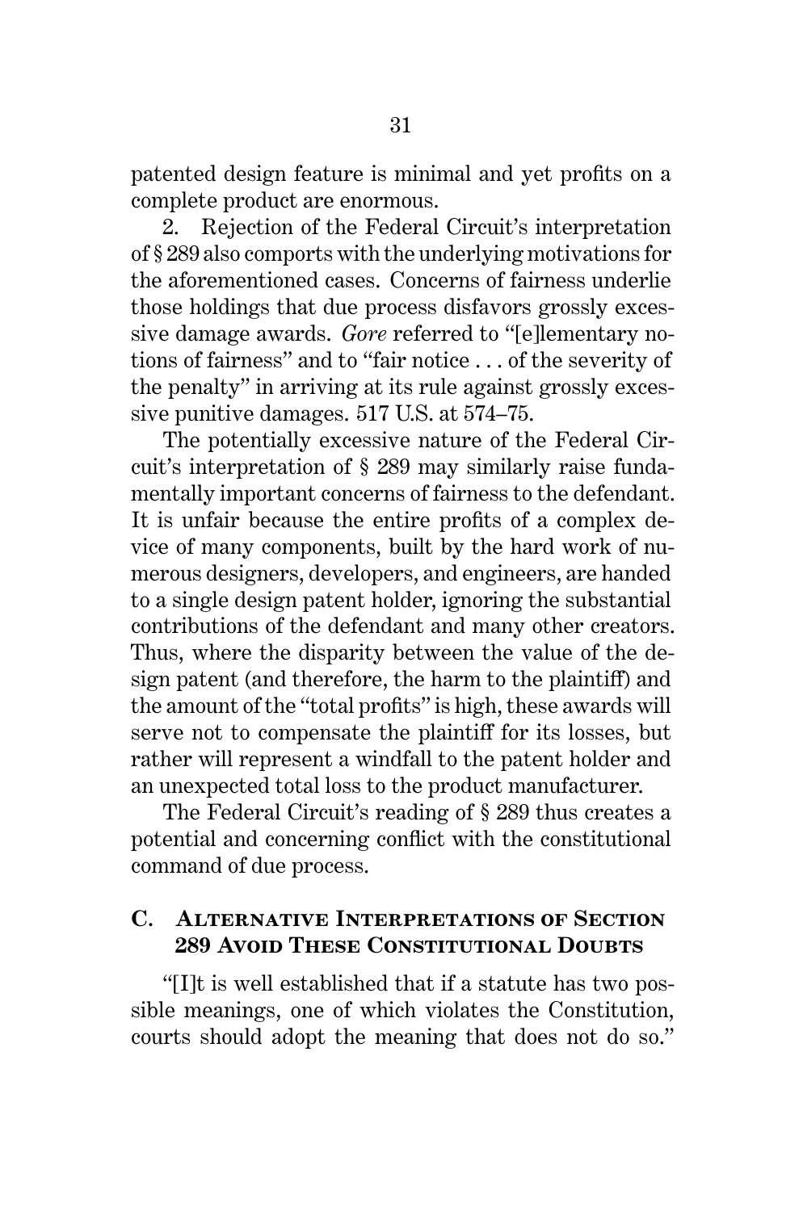patented design feature is minimal and yet profits on a complete product are enormous.

2. Rejection of the Federal Circuit's interpretation of § 289 also comports with the underlying motivations for the aforementioned cases. Concerns of fairness underlie those holdings that due process disfavors grossly excessive damage awards. *Gore* referred to "[e]lementary notions of fairness" and to "fair notice . . . of the severity of the penalty" in arriving at its rule against grossly excessive punitive damages. 517 U.S. at 574–75.

The potentially excessive nature of the Federal Circuit's interpretation of § 289 may similarly raise fundamentally important concerns of fairness to the defendant. It is unfair because the entire profits of a complex device of many components, built by the hard work of numerous designers, developers, and engineers, are handed to a single design patent holder, ignoring the substantial contributions of the defendant and many other creators. Thus, where the disparity between the value of the design patent (and therefore, the harm to the plaintiff) and the amount of the "total profits" is high, these awards will serve not to compensate the plaintiff for its losses, but rather will represent a windfall to the patent holder and an unexpected total loss to the product manufacturer.

The Federal Circuit's reading of § 289 thus creates a potential and concerning conflict with the constitutional command of due process.

### C. Alternative Interpretations of Section 289 Avoid These Constitutional Doubts

"[I]t is well established that if a statute has two possible meanings, one of which violates the Constitution, courts should adopt the meaning that does not do so."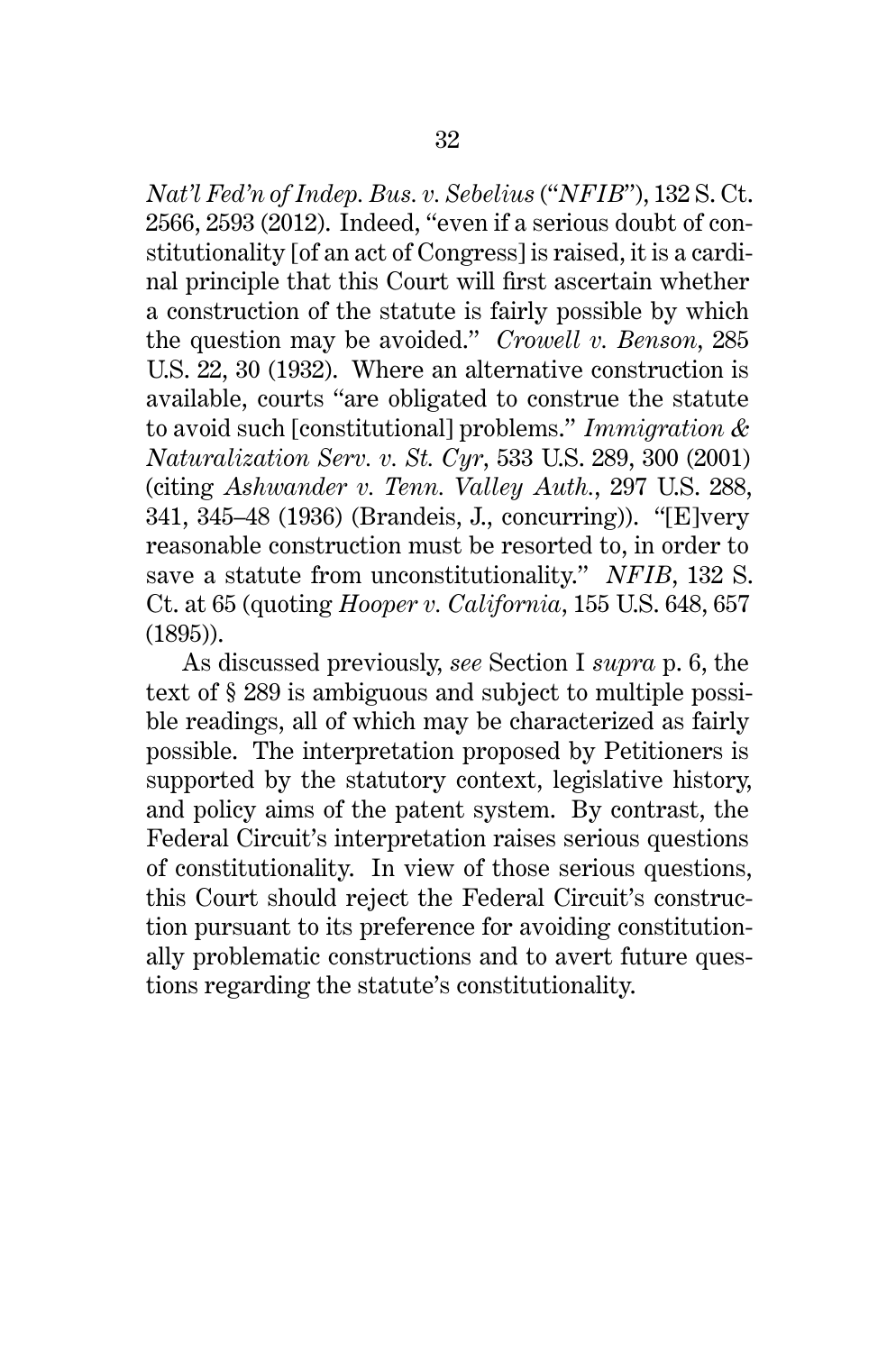*Nat'l Fed'n of Indep. Bus. v. Sebelius* ("*NFIB*"), 132 S. Ct. 2566, 2593 (2012). Indeed, "even if a serious doubt of constitutionality [of an act of Congress] is raised, it is a cardinal principle that this Court will first ascertain whether a construction of the statute is fairly possible by which the question may be avoided." *Crowell v. Benson*, 285 U.S. 22, 30 (1932). Where an alternative construction is available, courts "are obligated to construe the statute to avoid such [constitutional] problems." *Immigration & Naturalization Serv. v. St. Cyr*, 533 U.S. 289, 300 (2001) (citing *Ashwander v. Tenn. Valley Auth.*, 297 U.S. 288, 341, 345–48 (1936) (Brandeis, J., concurring)). "[E]very reasonable construction must be resorted to, in order to save a statute from unconstitutionality." *NFIB*, 132 S. Ct. at 65 (quoting *Hooper v. California*, 155 U.S. 648, 657 (1895)).

As discussed previously, *see* Section I *supra* p. 6, the text of § 289 is ambiguous and subject to multiple possible readings, all of which may be characterized as fairly possible. The interpretation proposed by Petitioners is supported by the statutory context, legislative history, and policy aims of the patent system. By contrast, the Federal Circuit's interpretation raises serious questions of constitutionality. In view of those serious questions, this Court should reject the Federal Circuit's construction pursuant to its preference for avoiding constitutionally problematic constructions and to avert future questions regarding the statute's constitutionality.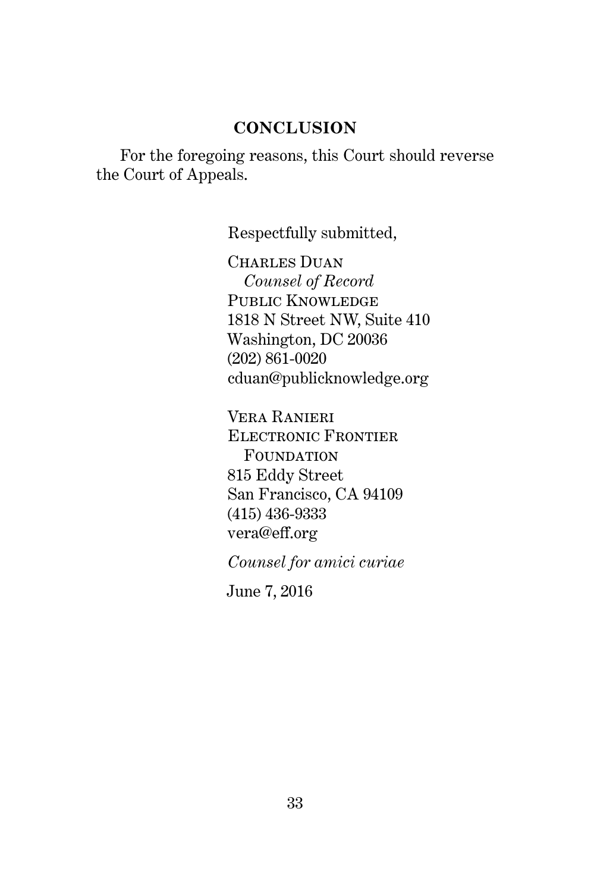## CONCLUSION

For the foregoing reasons, this Court should reverse the Court of Appeals.

Respectfully submitted,

Charles Duan
*Counsel of Record*
Public Knowledge
1818 N Street NW, Suite 410
Washington, DC 20036
(202) 861-0020
cduan@publicknowledge.org

Vera Ranieri
Electronic Frontier Foundation
815 Eddy Street
San Francisco, CA 94109
(415) 436-9333
vera@eff.org

*Counsel for amici curiae*

June 7, 2016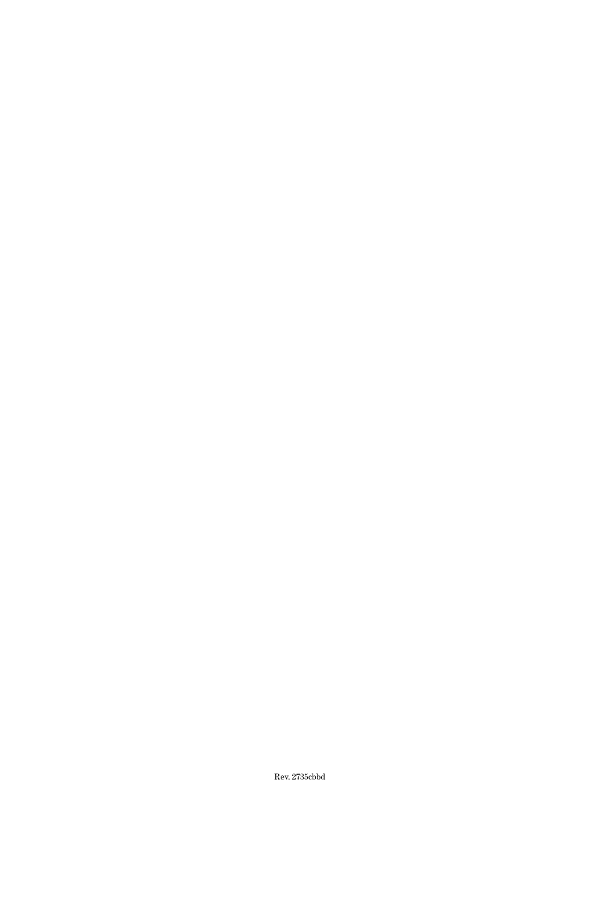Rev. 2735cbbd